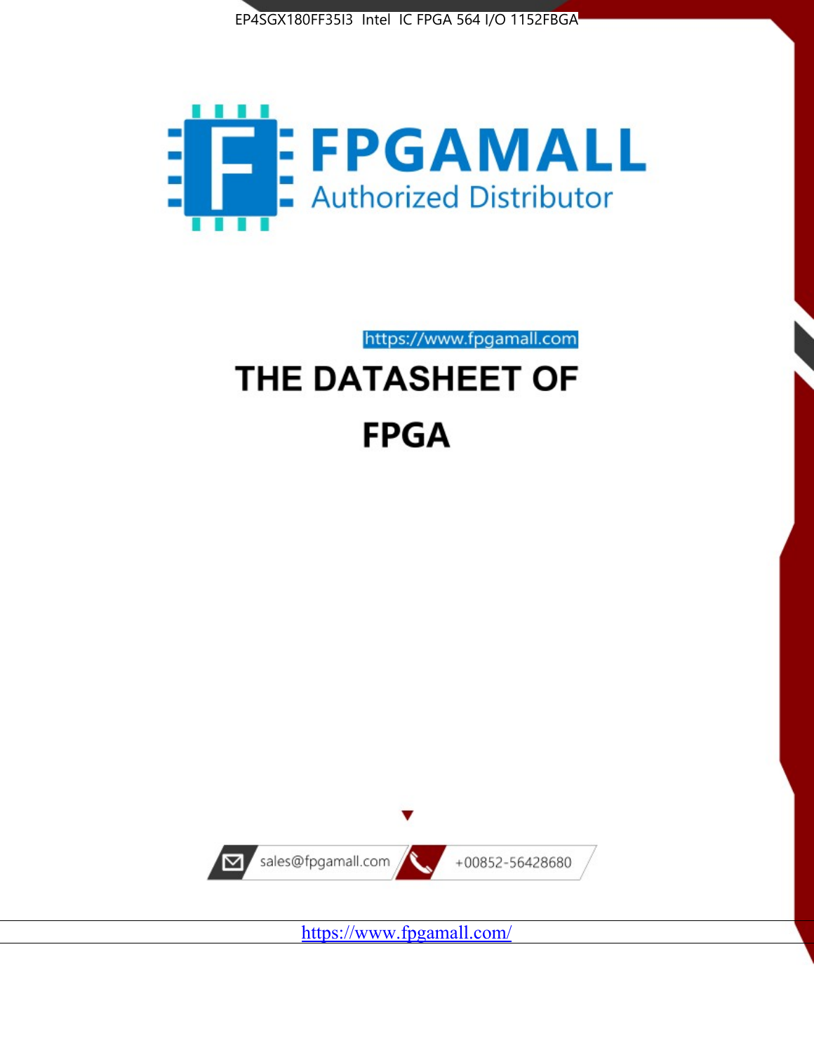EP4SGX180FF35I3 Intel IC FPGA 564 I/O 1152FBGA

FPGAMALL

Authorized Distributor

https://www.fpgamall.com

# THE DATASHEET OF

# FPGA

sales@fpgamall.com

+00852-56428680

https://www.fpgamall.com/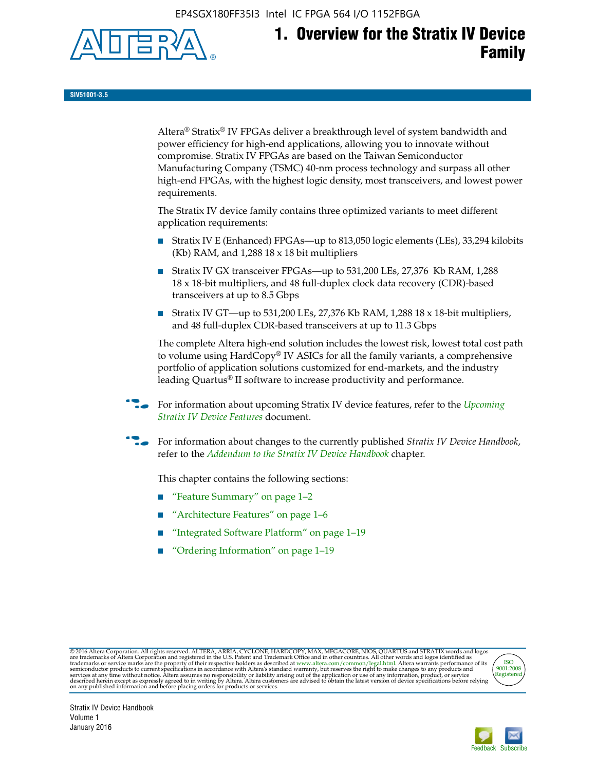# 1. Overview for the Stratix IV Device Family

SIV51001-3.5

Altera® Stratix® IV FPGAs deliver a breakthrough level of system bandwidth and power efficiency for high-end applications, allowing you to innovate without compromise. Stratix IV FPGAs are based on the Taiwan Semiconductor Manufacturing Company (TSMC) 40-nm process technology and surpass all other high-end FPGAs, with the highest logic density, most transceivers, and lowest power requirements.

The Stratix IV device family contains three optimized variants to meet different application requirements:

- Stratix IV E (Enhanced) FPGAs—up to 813,050 logic elements (LEs), 33,294 kilobits (Kb) RAM, and 1,288 18 x 18 bit multipliers
- Stratix IV GX transceiver FPGAs—up to 531,200 LEs, 27,376 Kb RAM, 1,288 18 x 18-bit multipliers, and 48 full-duplex clock data recovery (CDR)-based transceivers at up to 8.5 Gbps
- Stratix IV GT—up to 531,200 LEs, 27,376 Kb RAM, 1,288 18 x 18-bit multipliers, and 48 full-duplex CDR-based transceivers at up to 11.3 Gbps

The complete Altera high-end solution includes the lowest risk, lowest total cost path to volume using HardCopy® IV ASICs for all the family variants, a comprehensive portfolio of application solutions customized for end-markets, and the industry leading Quartus® II software to increase productivity and performance.

For information about upcoming Stratix IV device features, refer to the *Upcoming Stratix IV Device Features* document.

For information about changes to the currently published *Stratix IV Device Handbook*, refer to the *Addendum to the Stratix IV Device Handbook* chapter.

This chapter contains the following sections:

- "Feature Summary" on page 1–2
- "Architecture Features" on page 1–6
- "Integrated Software Platform" on page 1–19
- "Ordering Information" on page 1–19

© 2016 Altera Corporation. All rights reserved. ALTERA, ARRIA, CYCLONE, HARDCOPY, MAX, MEGACORE, NIOS, QUARTUS and STRATIX words and logos are trademarks of Altera Corporation and registered in the U.S. Patent and Trademark Office and in other countries. All other words and logos identified as trademarks or service marks are the property of their respective holders as described at www.altera.com/common/legal.html. Altera warrants performance of its semiconductor products to current specifications in accordance with Altera's standard warranty, but reserves the right to make changes to any products and services at any time without notice. Altera assumes no responsibility or liability arising out of the application or use of any information, product, or service described herein except as expressly agreed to in writing by Altera. Altera customers are advised to obtain the latest version of device specifications before relying on any published information and before placing orders for products or services.

Stratix IV Device Handbook
Volume 1
January 2016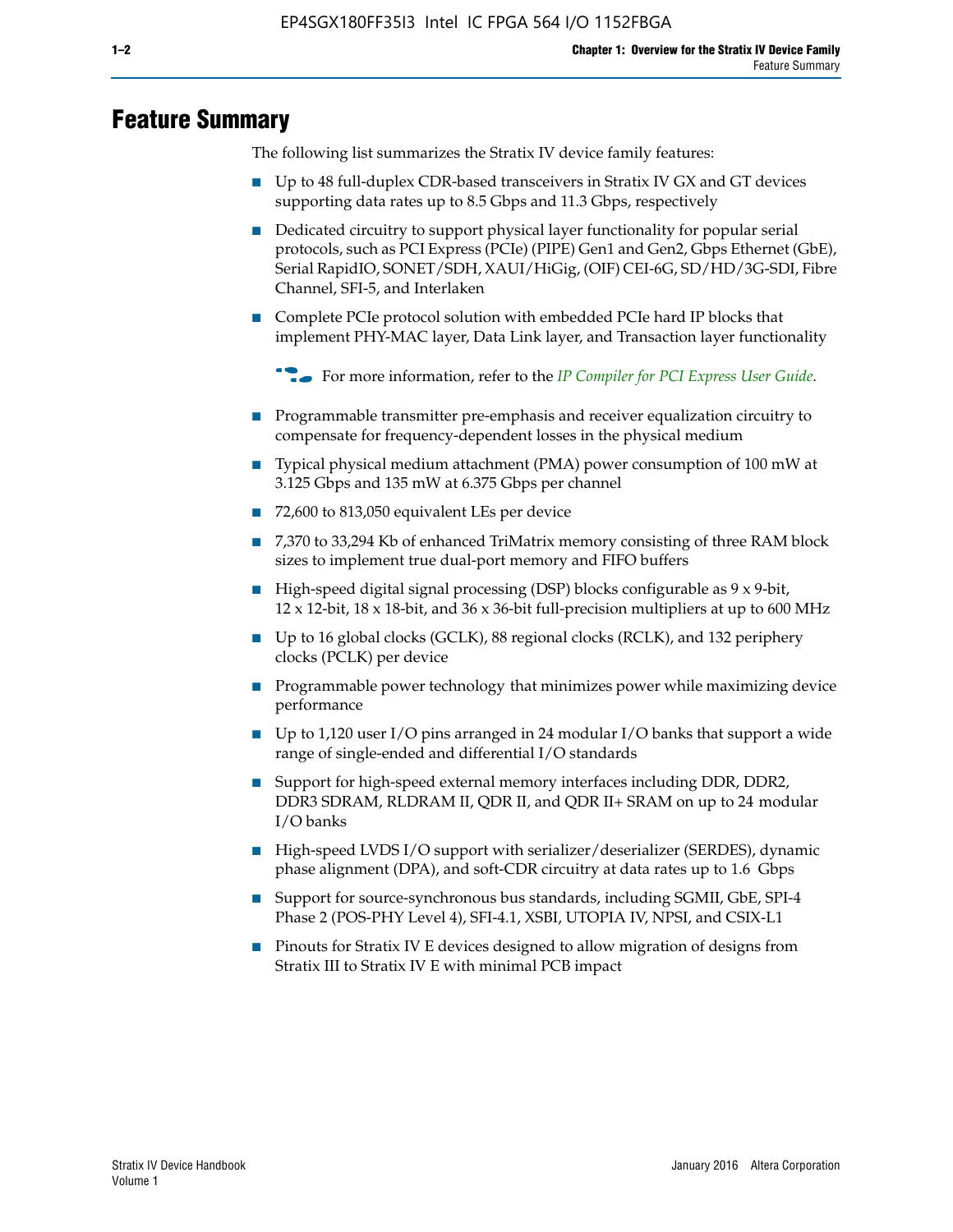# Feature Summary

The following list summarizes the Stratix IV device family features:

- Up to 48 full-duplex CDR-based transceivers in Stratix IV GX and GT devices supporting data rates up to 8.5 Gbps and 11.3 Gbps, respectively
- Dedicated circuitry to support physical layer functionality for popular serial protocols, such as PCI Express (PCIe) (PIPE) Gen1 and Gen2, Gbps Ethernet (GbE), Serial RapidIO, SONET/SDH, XAUI/HiGig, (OIF) CEI-6G, SD/HD/3G-SDI, Fibre Channel, SFI-5, and Interlaken
- Complete PCIe protocol solution with embedded PCIe hard IP blocks that implement PHY-MAC layer, Data Link layer, and Transaction layer functionality

  For more information, refer to the *IP Compiler for PCI Express User Guide*.

- Programmable transmitter pre-emphasis and receiver equalization circuitry to compensate for frequency-dependent losses in the physical medium
- Typical physical medium attachment (PMA) power consumption of 100 mW at 3.125 Gbps and 135 mW at 6.375 Gbps per channel
- 72,600 to 813,050 equivalent LEs per device
- 7,370 to 33,294 Kb of enhanced TriMatrix memory consisting of three RAM block sizes to implement true dual-port memory and FIFO buffers
- High-speed digital signal processing (DSP) blocks configurable as 9 x 9-bit, 12 x 12-bit, 18 x 18-bit, and 36 x 36-bit full-precision multipliers at up to 600 MHz
- Up to 16 global clocks (GCLK), 88 regional clocks (RCLK), and 132 periphery clocks (PCLK) per device
- Programmable power technology that minimizes power while maximizing device performance
- Up to 1,120 user I/O pins arranged in 24 modular I/O banks that support a wide range of single-ended and differential I/O standards
- Support for high-speed external memory interfaces including DDR, DDR2, DDR3 SDRAM, RLDRAM II, QDR II, and QDR II+ SRAM on up to 24 modular I/O banks
- High-speed LVDS I/O support with serializer/deserializer (SERDES), dynamic phase alignment (DPA), and soft-CDR circuitry at data rates up to 1.6 Gbps
- Support for source-synchronous bus standards, including SGMII, GbE, SPI-4 Phase 2 (POS-PHY Level 4), SFI-4.1, XSBI, UTOPIA IV, NPSI, and CSIX-L1
- Pinouts for Stratix IV E devices designed to allow migration of designs from Stratix III to Stratix IV E with minimal PCB impact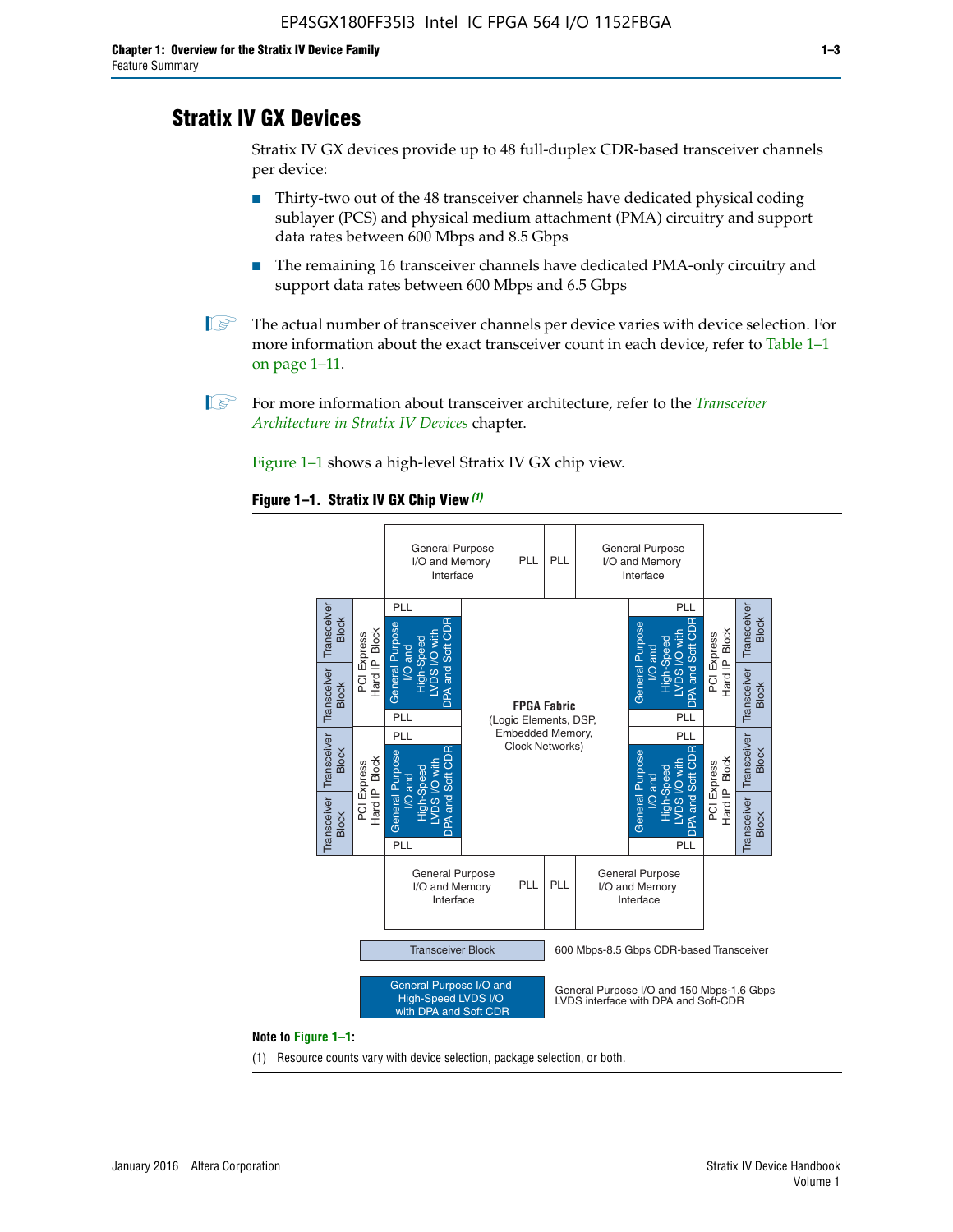## Stratix IV GX Devices

Stratix IV GX devices provide up to 48 full-duplex CDR-based transceiver channels per device:

- Thirty-two out of the 48 transceiver channels have dedicated physical coding sublayer (PCS) and physical medium attachment (PMA) circuitry and support data rates between 600 Mbps and 8.5 Gbps
- The remaining 16 transceiver channels have dedicated PMA-only circuitry and support data rates between 600 Mbps and 6.5 Gbps

The actual number of transceiver channels per device varies with device selection. For more information about the exact transceiver count in each device, refer to Table 1–1 on page 1–11.

For more information about transceiver architecture, refer to the *Transceiver Architecture in Stratix IV Devices* chapter.

Figure 1–1 shows a high-level Stratix IV GX chip view.

**Figure 1–1. Stratix IV GX Chip View** *(1)*

Transceiver Block — 600 Mbps-8.5 Gbps CDR-based Transceiver

General Purpose I/O and High-Speed LVDS I/O with DPA and Soft CDR — General Purpose I/O and 150 Mbps-1.6 Gbps LVDS interface with DPA and Soft-CDR

**Note to Figure 1–1:**

(1) Resource counts vary with device selection, package selection, or both.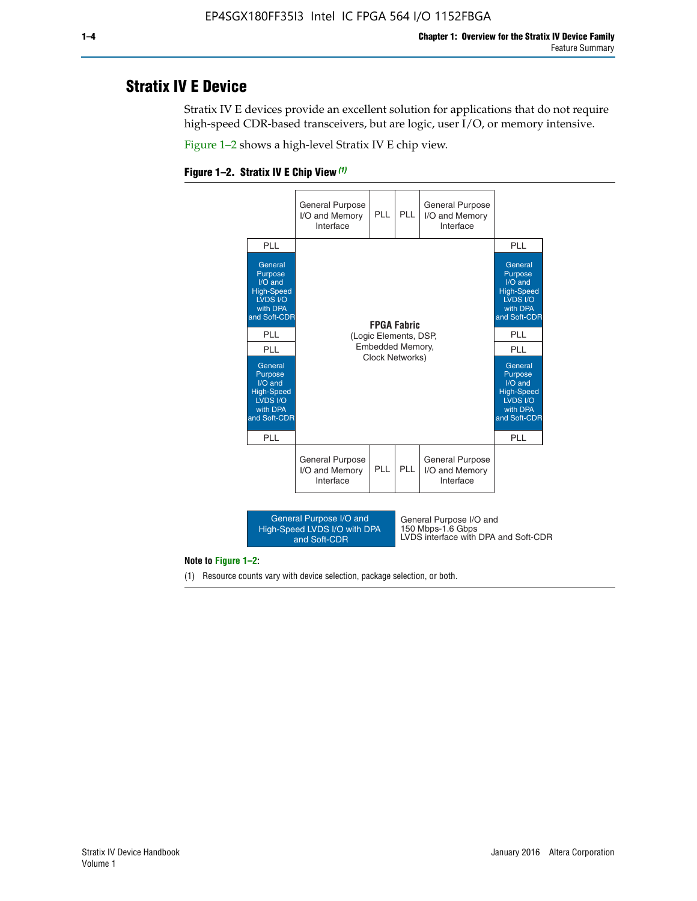## Stratix IV E Device

Stratix IV E devices provide an excellent solution for applications that do not require high-speed CDR-based transceivers, but are logic, user I/O, or memory intensive.

Figure 1–2 shows a high-level Stratix IV E chip view.

**Figure 1–2. Stratix IV E Chip View** *(1)*

| | General Purpose I/O and Memory Interface | PLL | PLL | General Purpose I/O and Memory Interface | |
|---|---|---|---|---|---|
| PLL | | | | | PLL |
| General Purpose I/O and High-Speed LVDS I/O with DPA and Soft-CDR | | | | | General Purpose I/O and High-Speed LVDS I/O with DPA and Soft-CDR |
| PLL | | **FPGA Fabric** (Logic Elements, DSP, Embedded Memory, Clock Networks) | | | PLL |
| PLL | | | | | PLL |
| General Purpose I/O and High-Speed LVDS I/O with DPA and Soft-CDR | | | | | General Purpose I/O and High-Speed LVDS I/O with DPA and Soft-CDR |
| PLL | | | | | PLL |
| | General Purpose I/O and Memory Interface | PLL | PLL | General Purpose I/O and Memory Interface | |

Legend: General Purpose I/O and High-Speed LVDS I/O with DPA and Soft-CDR — General Purpose I/O and 150 Mbps-1.6 Gbps LVDS interface with DPA and Soft-CDR

**Note to Figure 1–2:**

(1) Resource counts vary with device selection, package selection, or both.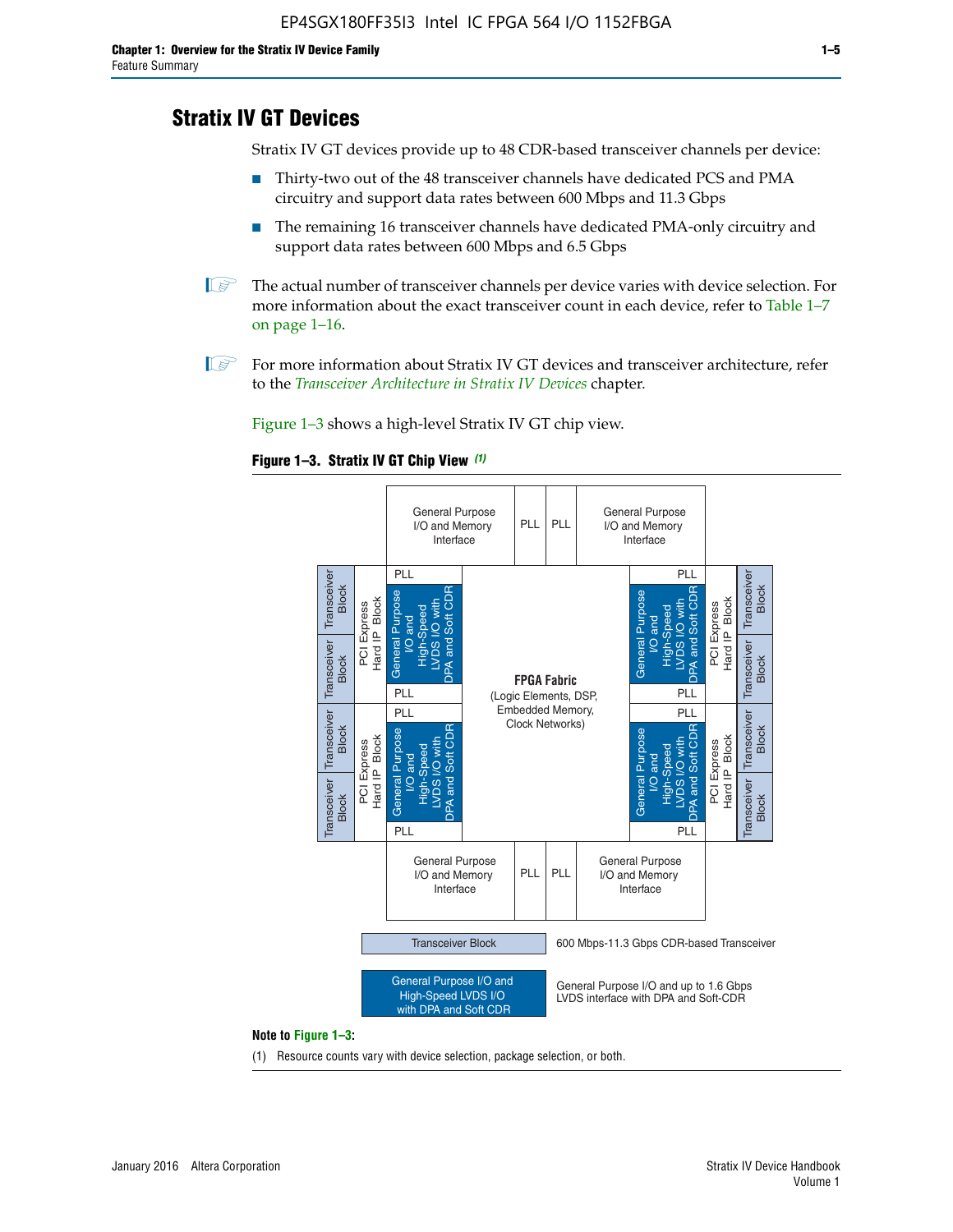## Stratix IV GT Devices

Stratix IV GT devices provide up to 48 CDR-based transceiver channels per device:

- Thirty-two out of the 48 transceiver channels have dedicated PCS and PMA circuitry and support data rates between 600 Mbps and 11.3 Gbps
- The remaining 16 transceiver channels have dedicated PMA-only circuitry and support data rates between 600 Mbps and 6.5 Gbps

The actual number of transceiver channels per device varies with device selection. For more information about the exact transceiver count in each device, refer to Table 1–7 on page 1–16.

For more information about Stratix IV GT devices and transceiver architecture, refer to the *Transceiver Architecture in Stratix IV Devices* chapter.

Figure 1–3 shows a high-level Stratix IV GT chip view.

**Figure 1–3. Stratix IV GT Chip View** *(1)*

General Purpose I/O and Memory Interface | PLL | PLL | General Purpose I/O and Memory Interface

Transceiver Block | Transceiver Block | PCI Express Hard IP Block | PLL | General Purpose I/O and High-Speed LVDS I/O with DPA and Soft CDR | PLL

FPGA Fabric (Logic Elements, DSP, Embedded Memory, Clock Networks)

600 Mbps-11.3 Gbps CDR-based Transceiver

General Purpose I/O and up to 1.6 Gbps LVDS interface with DPA and Soft-CDR

**Note to Figure 1–3:**

(1) Resource counts vary with device selection, package selection, or both.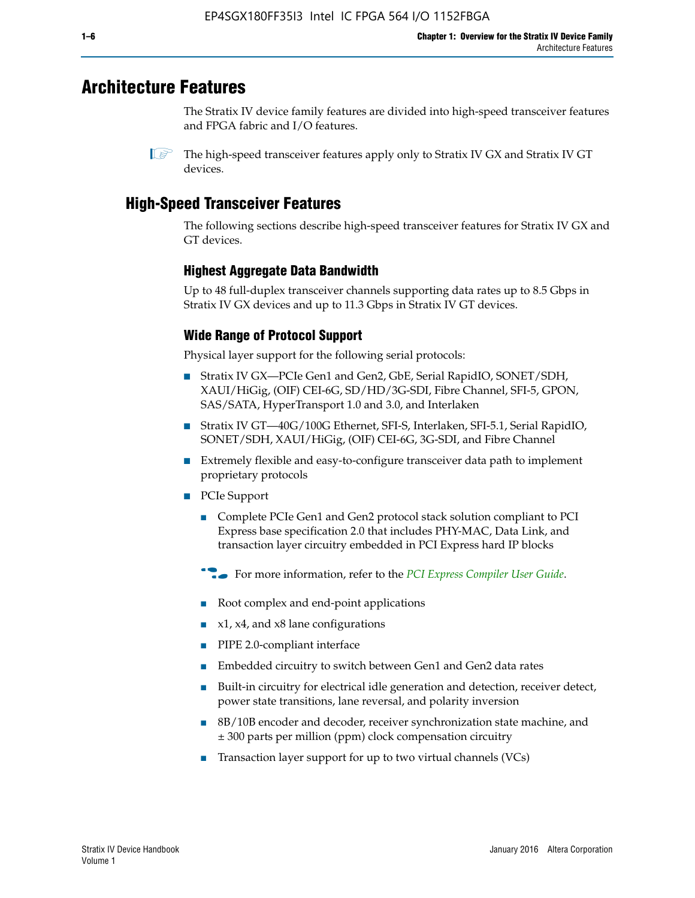# Architecture Features

The Stratix IV device family features are divided into high-speed transceiver features and FPGA fabric and I/O features.

The high-speed transceiver features apply only to Stratix IV GX and Stratix IV GT devices.

## High-Speed Transceiver Features

The following sections describe high-speed transceiver features for Stratix IV GX and GT devices.

### Highest Aggregate Data Bandwidth

Up to 48 full-duplex transceiver channels supporting data rates up to 8.5 Gbps in Stratix IV GX devices and up to 11.3 Gbps in Stratix IV GT devices.

### Wide Range of Protocol Support

Physical layer support for the following serial protocols:

- Stratix IV GX—PCIe Gen1 and Gen2, GbE, Serial RapidIO, SONET/SDH, XAUI/HiGig, (OIF) CEI-6G, SD/HD/3G-SDI, Fibre Channel, SFI-5, GPON, SAS/SATA, HyperTransport 1.0 and 3.0, and Interlaken
- Stratix IV GT—40G/100G Ethernet, SFI-S, Interlaken, SFI-5.1, Serial RapidIO, SONET/SDH, XAUI/HiGig, (OIF) CEI-6G, 3G-SDI, and Fibre Channel
- Extremely flexible and easy-to-configure transceiver data path to implement proprietary protocols
- PCIe Support
  - Complete PCIe Gen1 and Gen2 protocol stack solution compliant to PCI Express base specification 2.0 that includes PHY-MAC, Data Link, and transaction layer circuitry embedded in PCI Express hard IP blocks

  For more information, refer to the *PCI Express Compiler User Guide*.

  - Root complex and end-point applications
  - x1, x4, and x8 lane configurations
  - PIPE 2.0-compliant interface
  - Embedded circuitry to switch between Gen1 and Gen2 data rates
  - Built-in circuitry for electrical idle generation and detection, receiver detect, power state transitions, lane reversal, and polarity inversion
  - 8B/10B encoder and decoder, receiver synchronization state machine, and ± 300 parts per million (ppm) clock compensation circuitry
  - Transaction layer support for up to two virtual channels (VCs)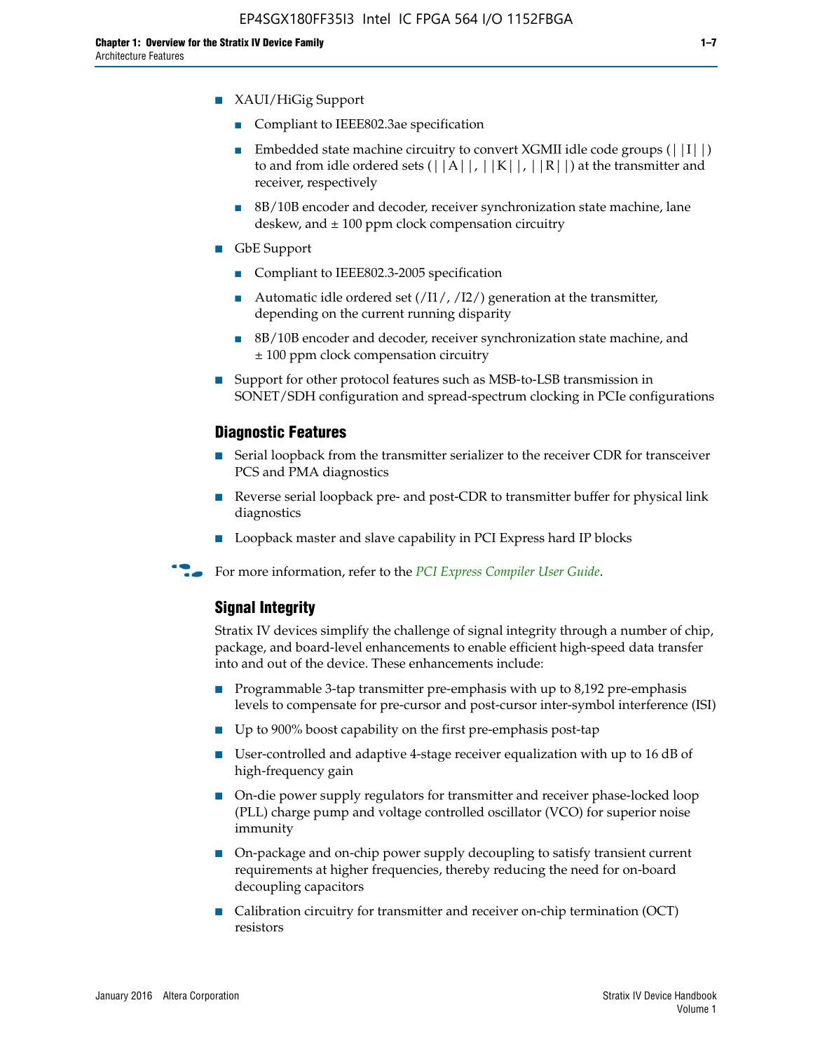- XAUI/HiGig Support
  - Compliant to IEEE802.3ae specification
  - Embedded state machine circuitry to convert XGMII idle code groups (||I||) to and from idle ordered sets (||A||, ||K||, ||R||) at the transmitter and receiver, respectively
  - 8B/10B encoder and decoder, receiver synchronization state machine, lane deskew, and ± 100 ppm clock compensation circuitry
- GbE Support
  - Compliant to IEEE802.3-2005 specification
  - Automatic idle ordered set (/I1/, /I2/) generation at the transmitter, depending on the current running disparity
  - 8B/10B encoder and decoder, receiver synchronization state machine, and ± 100 ppm clock compensation circuitry
- Support for other protocol features such as MSB-to-LSB transmission in SONET/SDH configuration and spread-spectrum clocking in PCIe configurations

### Diagnostic Features

- Serial loopback from the transmitter serializer to the receiver CDR for transceiver PCS and PMA diagnostics
- Reverse serial loopback pre- and post-CDR to transmitter buffer for physical link diagnostics
- Loopback master and slave capability in PCI Express hard IP blocks

For more information, refer to the *PCI Express Compiler User Guide*.

### Signal Integrity

Stratix IV devices simplify the challenge of signal integrity through a number of chip, package, and board-level enhancements to enable efficient high-speed data transfer into and out of the device. These enhancements include:

- Programmable 3-tap transmitter pre-emphasis with up to 8,192 pre-emphasis levels to compensate for pre-cursor and post-cursor inter-symbol interference (ISI)
- Up to 900% boost capability on the first pre-emphasis post-tap
- User-controlled and adaptive 4-stage receiver equalization with up to 16 dB of high-frequency gain
- On-die power supply regulators for transmitter and receiver phase-locked loop (PLL) charge pump and voltage controlled oscillator (VCO) for superior noise immunity
- On-package and on-chip power supply decoupling to satisfy transient current requirements at higher frequencies, thereby reducing the need for on-board decoupling capacitors
- Calibration circuitry for transmitter and receiver on-chip termination (OCT) resistors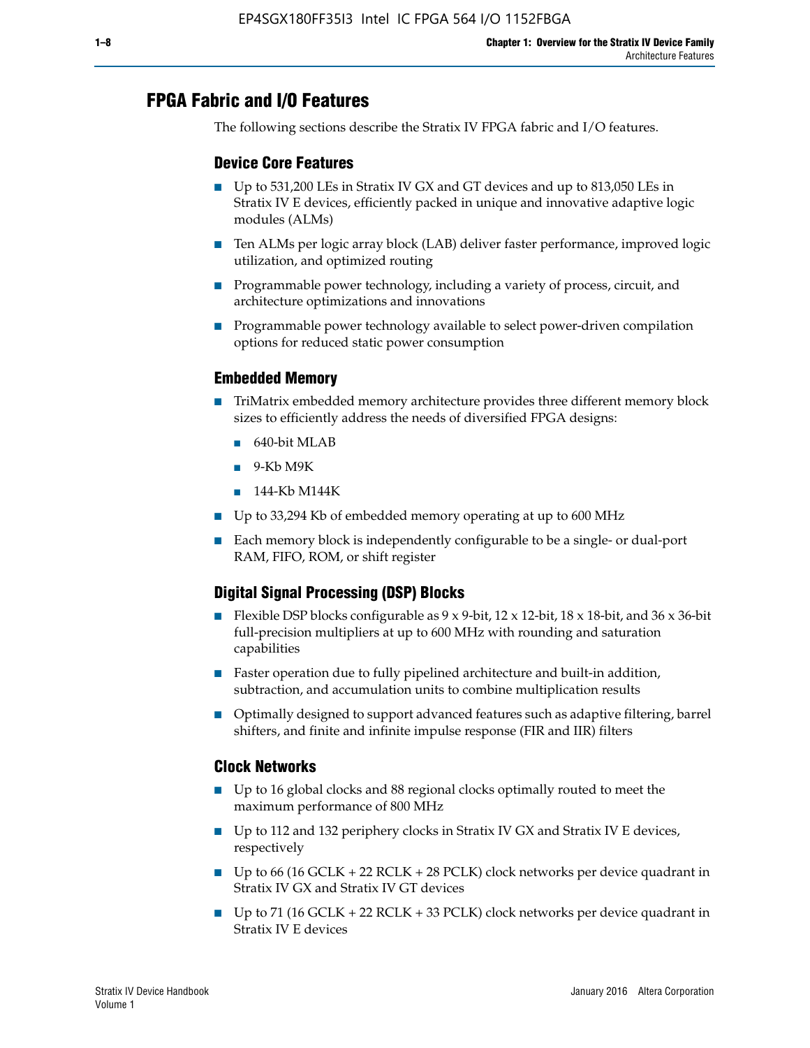## FPGA Fabric and I/O Features

The following sections describe the Stratix IV FPGA fabric and I/O features.

### Device Core Features

- Up to 531,200 LEs in Stratix IV GX and GT devices and up to 813,050 LEs in Stratix IV E devices, efficiently packed in unique and innovative adaptive logic modules (ALMs)
- Ten ALMs per logic array block (LAB) deliver faster performance, improved logic utilization, and optimized routing
- Programmable power technology, including a variety of process, circuit, and architecture optimizations and innovations
- Programmable power technology available to select power-driven compilation options for reduced static power consumption

### Embedded Memory

- TriMatrix embedded memory architecture provides three different memory block sizes to efficiently address the needs of diversified FPGA designs:
  - 640-bit MLAB
  - 9-Kb M9K
  - 144-Kb M144K
- Up to 33,294 Kb of embedded memory operating at up to 600 MHz
- Each memory block is independently configurable to be a single- or dual-port RAM, FIFO, ROM, or shift register

### Digital Signal Processing (DSP) Blocks

- Flexible DSP blocks configurable as 9 x 9-bit, 12 x 12-bit, 18 x 18-bit, and 36 x 36-bit full-precision multipliers at up to 600 MHz with rounding and saturation capabilities
- Faster operation due to fully pipelined architecture and built-in addition, subtraction, and accumulation units to combine multiplication results
- Optimally designed to support advanced features such as adaptive filtering, barrel shifters, and finite and infinite impulse response (FIR and IIR) filters

### Clock Networks

- Up to 16 global clocks and 88 regional clocks optimally routed to meet the maximum performance of 800 MHz
- Up to 112 and 132 periphery clocks in Stratix IV GX and Stratix IV E devices, respectively
- Up to 66 (16 GCLK + 22 RCLK + 28 PCLK) clock networks per device quadrant in Stratix IV GX and Stratix IV GT devices
- Up to 71 (16 GCLK + 22 RCLK + 33 PCLK) clock networks per device quadrant in Stratix IV E devices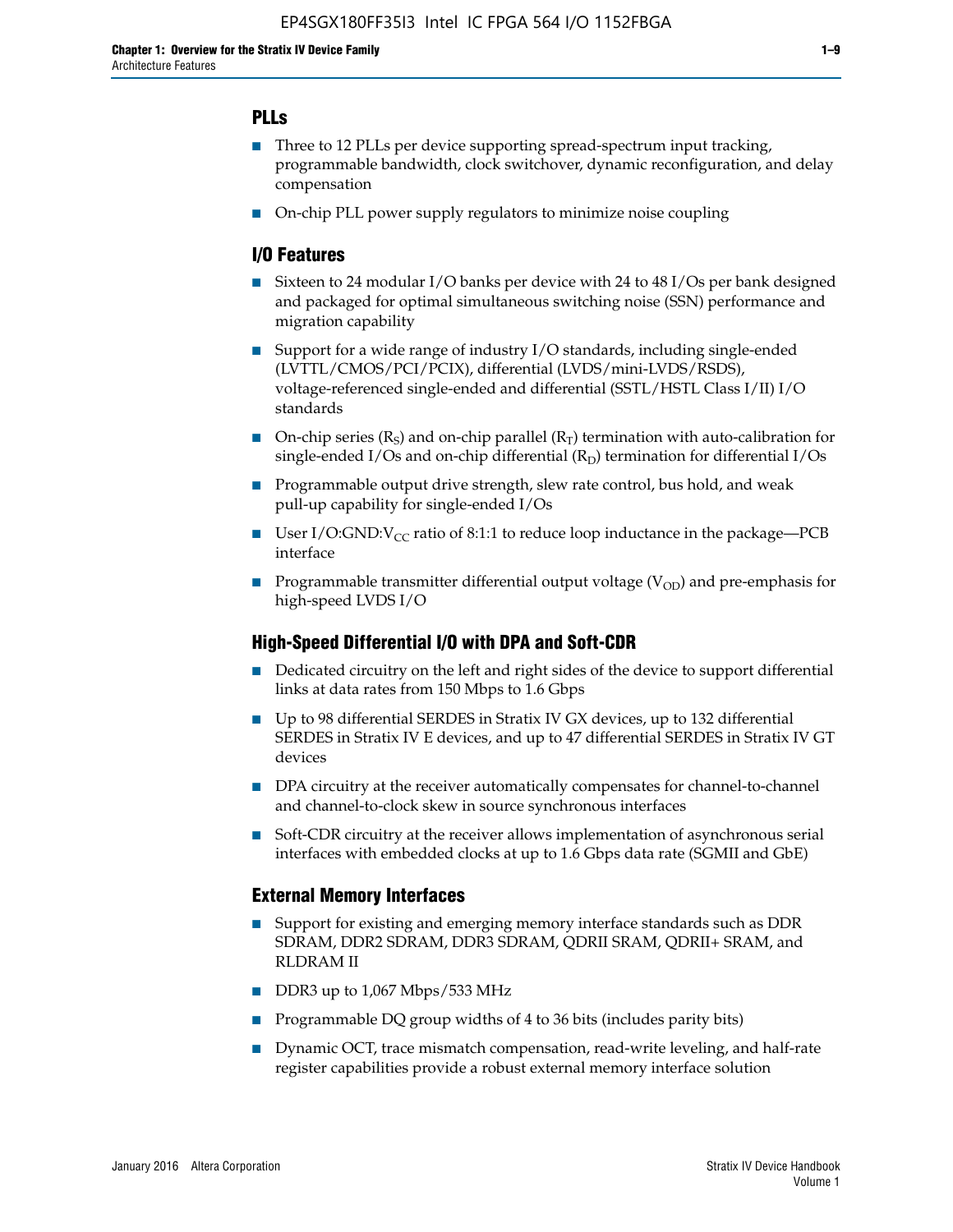## PLLs

- Three to 12 PLLs per device supporting spread-spectrum input tracking, programmable bandwidth, clock switchover, dynamic reconfiguration, and delay compensation
- On-chip PLL power supply regulators to minimize noise coupling

## I/O Features

- Sixteen to 24 modular I/O banks per device with 24 to 48 I/Os per bank designed and packaged for optimal simultaneous switching noise (SSN) performance and migration capability
- Support for a wide range of industry I/O standards, including single-ended (LVTTL/CMOS/PCI/PCIX), differential (LVDS/mini-LVDS/RSDS), voltage-referenced single-ended and differential (SSTL/HSTL Class I/II) I/O standards
- On-chip series ($R_S$) and on-chip parallel ($R_T$) termination with auto-calibration for single-ended I/Os and on-chip differential ($R_D$) termination for differential I/Os
- Programmable output drive strength, slew rate control, bus hold, and weak pull-up capability for single-ended I/Os
- User I/O:GND:$V_{CC}$ ratio of 8:1:1 to reduce loop inductance in the package—PCB interface
- Programmable transmitter differential output voltage ($V_{OD}$) and pre-emphasis for high-speed LVDS I/O

## High-Speed Differential I/O with DPA and Soft-CDR

- Dedicated circuitry on the left and right sides of the device to support differential links at data rates from 150 Mbps to 1.6 Gbps
- Up to 98 differential SERDES in Stratix IV GX devices, up to 132 differential SERDES in Stratix IV E devices, and up to 47 differential SERDES in Stratix IV GT devices
- DPA circuitry at the receiver automatically compensates for channel-to-channel and channel-to-clock skew in source synchronous interfaces
- Soft-CDR circuitry at the receiver allows implementation of asynchronous serial interfaces with embedded clocks at up to 1.6 Gbps data rate (SGMII and GbE)

## External Memory Interfaces

- Support for existing and emerging memory interface standards such as DDR SDRAM, DDR2 SDRAM, DDR3 SDRAM, QDRII SRAM, QDRII+ SRAM, and RLDRAM II
- DDR3 up to 1,067 Mbps/533 MHz
- Programmable DQ group widths of 4 to 36 bits (includes parity bits)
- Dynamic OCT, trace mismatch compensation, read-write leveling, and half-rate register capabilities provide a robust external memory interface solution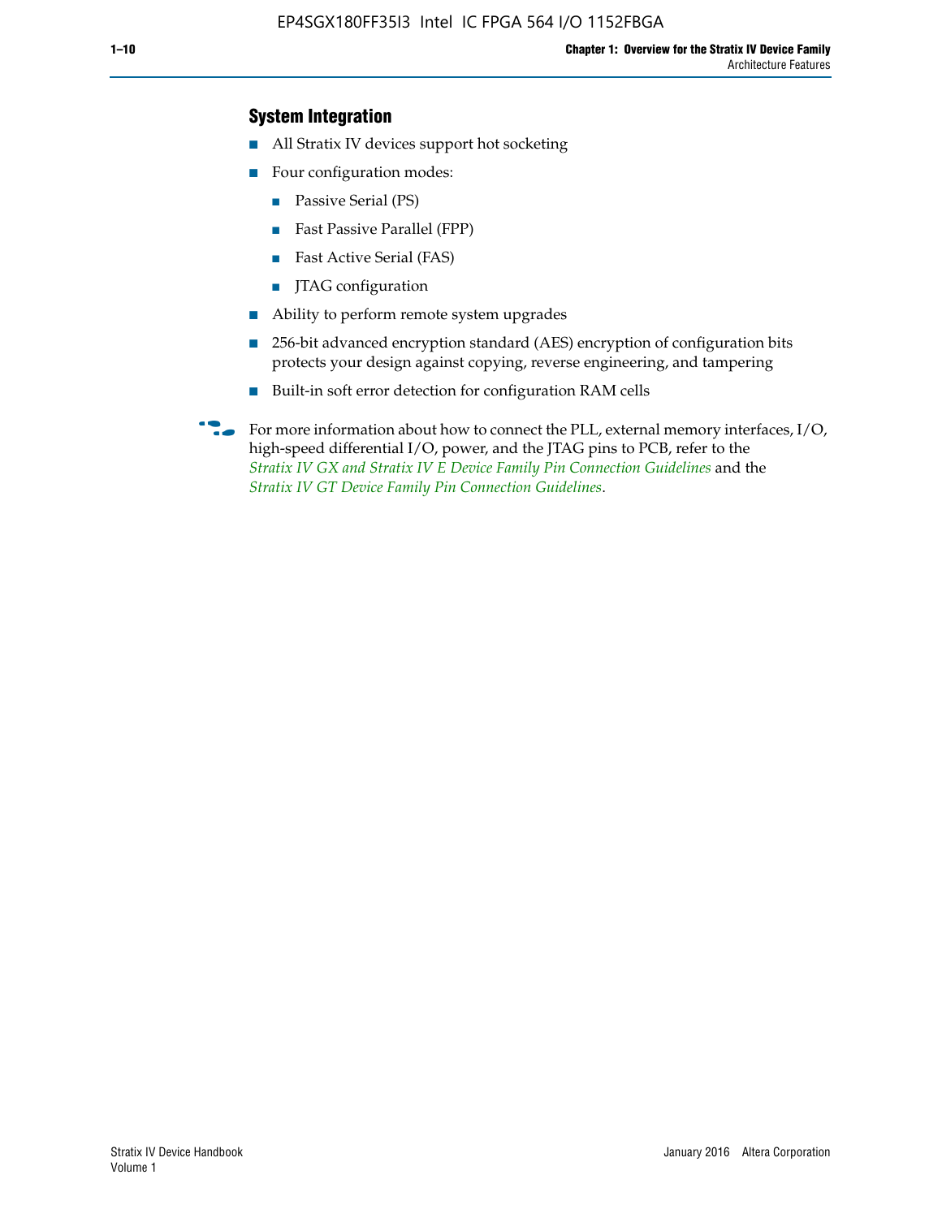### System Integration

- All Stratix IV devices support hot socketing
- Four configuration modes:
  - Passive Serial (PS)
  - Fast Passive Parallel (FPP)
  - Fast Active Serial (FAS)
  - JTAG configuration
- Ability to perform remote system upgrades
- 256-bit advanced encryption standard (AES) encryption of configuration bits protects your design against copying, reverse engineering, and tampering
- Built-in soft error detection for configuration RAM cells

For more information about how to connect the PLL, external memory interfaces, I/O, high-speed differential I/O, power, and the JTAG pins to PCB, refer to the *Stratix IV GX and Stratix IV E Device Family Pin Connection Guidelines* and the *Stratix IV GT Device Family Pin Connection Guidelines*.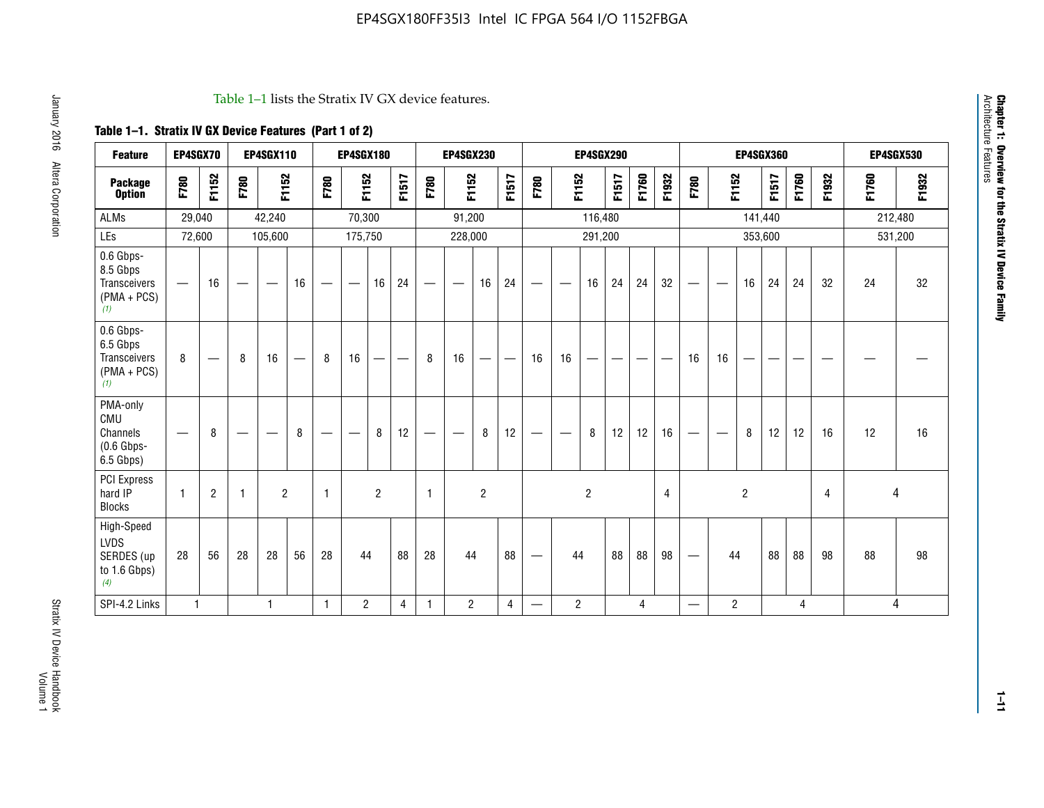Table 1–1 lists the Stratix IV GX device features.

**Table 1–1. Stratix IV GX Device Features (Part 1 of 2)**

| Feature | EP4SGX70 | | EP4SGX110 | | | EP4SGX180 | | | | EP4SGX230 | | | | EP4SGX290 | | | | | | EP4SGX360 | | | | | | EP4SGX530 | |
|---|---|---|---|---|---|---|---|---|---|---|---|---|---|---|---|---|---|---|---|---|---|---|---|---|---|---|---|
| **Package Option** | F780 | F1152 | F780 | F1152 | | F780 | F1152 | | F1517 | F780 | F1152 | | F1517 | F780 | F1152 | | F1517 | F1760 | F1932 | F780 | F1152 | | F1517 | F1760 | F1932 | F1760 | F1932 |
| ALMs | 29,040 | | 42,240 | | | 70,300 | | | | 91,200 | | | | 116,480 | | | | | | 141,440 | | | | | | 212,480 | |
| LEs | 72,600 | | 105,600 | | | 175,750 | | | | 228,000 | | | | 291,200 | | | | | | 353,600 | | | | | | 531,200 | |
| 0.6 Gbps-8.5 Gbps Transceivers (PMA + PCS) *(1)* | — | 16 | — | — | 16 | — | — | 16 | 24 | — | — | 16 | 24 | — | — | 16 | 24 | 24 | 32 | — | — | 16 | 24 | 24 | 32 | 24 | 32 |
| 0.6 Gbps-6.5 Gbps Transceivers (PMA + PCS) *(1)* | 8 | — | 8 | 16 | — | 8 | 16 | — | — | 8 | 16 | — | — | 16 | 16 | — | — | — | — | 16 | 16 | — | — | — | — | — | — |
| PMA-only CMU Channels (0.6 Gbps-6.5 Gbps) | — | 8 | — | — | 8 | — | — | 8 | 12 | — | — | 8 | 12 | — | — | 8 | 12 | 12 | 16 | — | — | 8 | 12 | 12 | 16 | 12 | 16 |
| PCI Express hard IP Blocks | 1 | 2 | 1 | 2 | | 1 | 2 | | | 1 | 2 | | | 2 | | | | | 4 | 2 | | | | | 4 | 4 | |
| High-Speed LVDS SERDES (up to 1.6 Gbps) *(4)* | 28 | 56 | 28 | 28 | 56 | 28 | 44 | | 88 | 28 | 44 | | 88 | — | 44 | | 88 | 88 | 98 | — | 44 | | 88 | 88 | 98 | 88 | 98 |
| SPI-4.2 Links | 1 | | 1 | | | 1 | 2 | | 4 | 1 | 2 | | 4 | — | 2 | | 4 | | | — | 2 | | 4 | | | 4 | |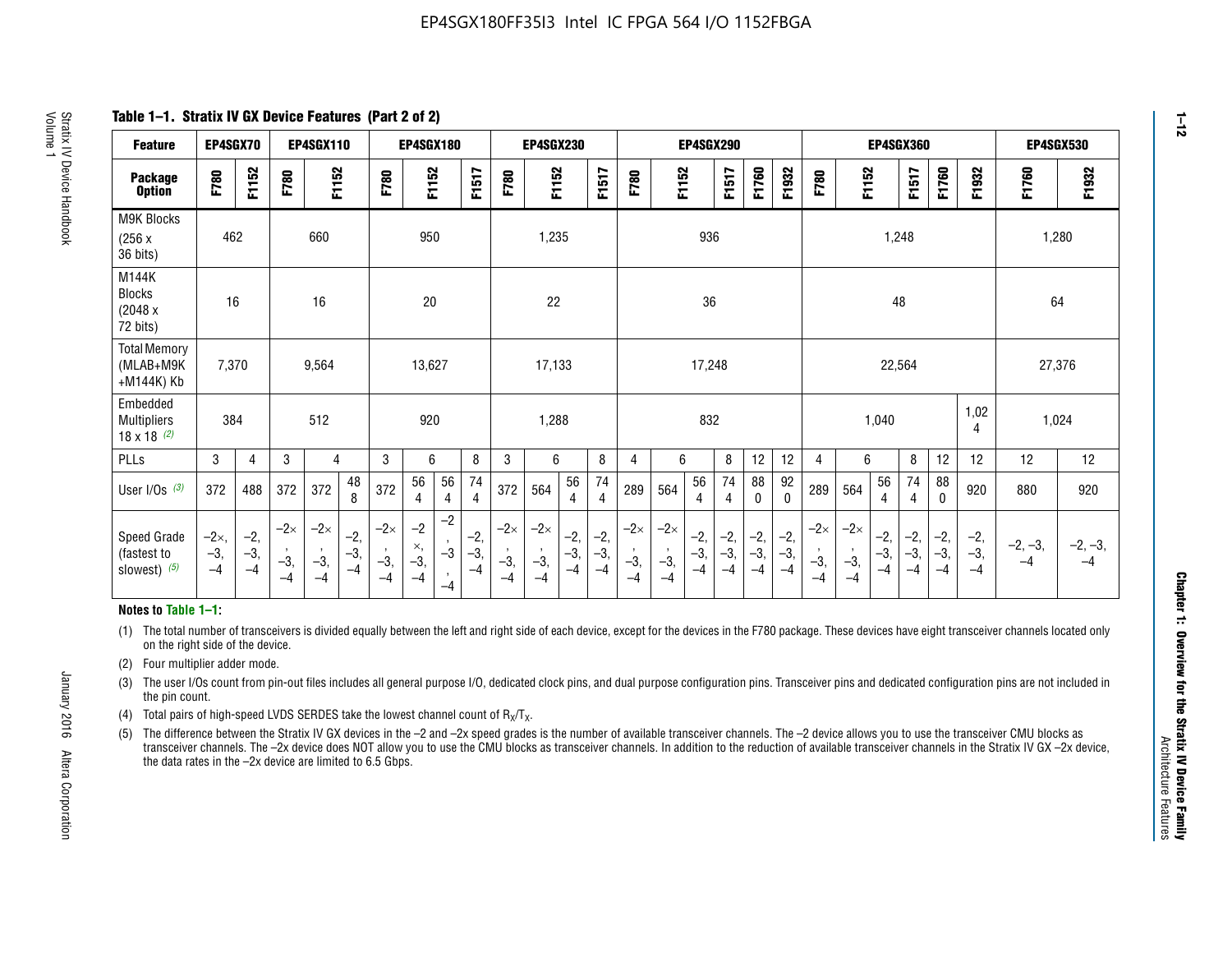## Table 1–1. Stratix IV GX Device Features (Part 2 of 2)

| Feature | EP4SGX70 | | EP4SGX110 | | | EP4SGX180 | | | | EP4SGX230 | | | | EP4SGX290 | | | | | | EP4SGX360 | | | | | | EP4SGX530 | |
|---|---|---|---|---|---|---|---|---|---|---|---|---|---|---|---|---|---|---|---|---|---|---|---|---|---|---|---|
| Package Option | F780 | F1152 | F780 | F1152 | | F780 | F1152 | | F1517 | F780 | F1152 | | F1517 | F780 | F1152 | | F1517 | F1760 | F1932 | F780 | F1152 | | F1517 | F1760 | F1932 | F1760 | F1932 |
| M9K Blocks (256 x 36 bits) | 462 | | 660 | | | 950 | | | | 1,235 | | | | 936 | | | | | | 1,248 | | | | | | 1,280 | |
| M144K Blocks (2048 x 72 bits) | 16 | | 16 | | | 20 | | | | 22 | | | | 36 | | | | | | 48 | | | | | | 64 | |
| Total Memory (MLAB+M9K +M144K) Kb | 7,370 | | 9,564 | | | 13,627 | | | | 17,133 | | | | 17,248 | | | | | | 22,564 | | | | | | 27,376 | |
| Embedded Multipliers 18 x 18 (2) | 384 | | 512 | | | 920 | | | | 1,288 | | | | 832 | | | | | | 1,040 | | | | | 1,024 | 1,024 | |
| PLLs | 3 | 4 | 3 | 4 | | 3 | 6 | | 8 | 3 | 6 | | 8 | 4 | 6 | | 8 | 12 | 12 | 4 | 6 | | 8 | 12 | 12 | 12 | 12 |
| User I/Os (3) | 372 | 488 | 372 | 372 | 488 | 372 | 564 | 564 | 744 | 372 | 564 | 564 | 744 | 289 | 564 | 564 | 744 | 880 | 920 | 289 | 564 | 564 | 744 | 880 | 920 | 880 | 920 |
| Speed Grade (fastest to slowest) (5) | −2×, −3, −4 | −2, −3, −4 | −2×, −3, −4 | −2×, −3, −4 | −2, −3, −4 | −2×, −3, −4 | −2×, −3, −4 | −2, −3, −4 | −2, −3, −4 | −2×, −3, −4 | −2×, −3, −4 | −2, −3, −4 | −2, −3, −4 | −2×, −3, −4 | −2×, −3, −4 | −2, −3, −4 | −2, −3, −4 | −2, −3, −4 | −2, −3, −4 | −2×, −3, −4 | −2×, −3, −4 | −2, −3, −4 | −2, −3, −4 | −2, −3, −4 | −2, −3, −4 | −2, −3, −4 | −2, −3, −4 |

**Notes to Table 1–1:**

(1) The total number of transceivers is divided equally between the left and right side of each device, except for the devices in the F780 package. These devices have eight transceiver channels located only on the right side of the device.

(2) Four multiplier adder mode.

(3) The user I/Os count from pin-out files includes all general purpose I/O, dedicated clock pins, and dual purpose configuration pins. Transceiver pins and dedicated configuration pins are not included in the pin count.

(4) Total pairs of high-speed LVDS SERDES take the lowest channel count of $R_X/T_X$.

(5) The difference between the Stratix IV GX devices in the –2 and –2x speed grades is the number of available transceiver channels. The –2 device allows you to use the transceiver CMU blocks as transceiver channels. The –2x device does NOT allow you to use the CMU blocks as transceiver channels. In addition to the reduction of available transceiver channels in the Stratix IV GX –2x device, the data rates in the –2x device are limited to 6.5 Gbps.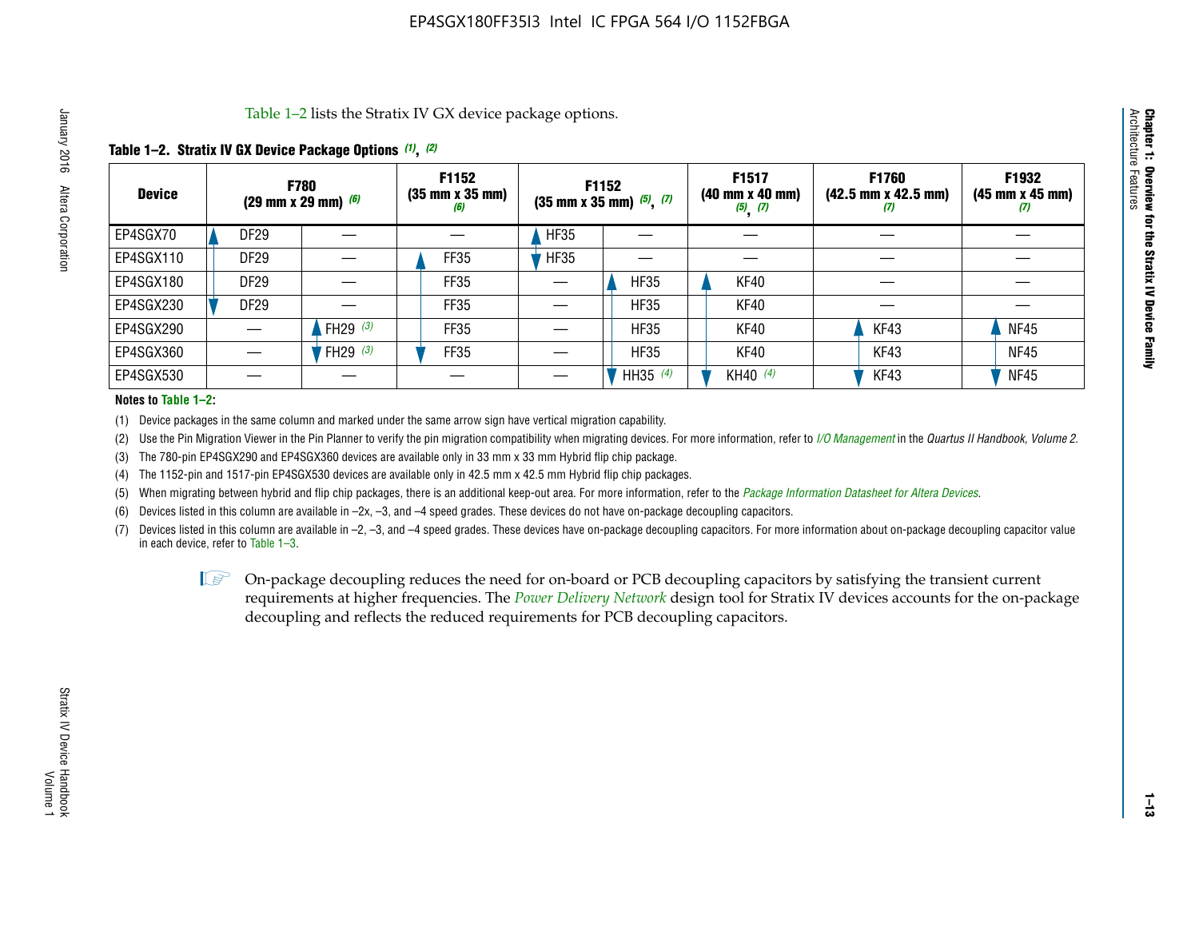Table 1–2 lists the Stratix IV GX device package options.

**Table 1–2. Stratix IV GX Device Package Options (1), (2)**

| Device | F780 (29 mm x 29 mm) (6) | | F1152 (35 mm x 35 mm) (6) | F1152 (35 mm x 35 mm) (5), (7) | | F1517 (40 mm x 40 mm) (5), (7) | F1760 (42.5 mm x 42.5 mm) (7) | F1932 (45 mm x 45 mm) (7) |
|---|---|---|---|---|---|---|---|---|
| EP4SGX70 | DF29 | — | — | HF35 | — | — | — | — |
| EP4SGX110 | DF29 | — | FF35 | HF35 | — | — | — | — |
| EP4SGX180 | DF29 | — | FF35 | — | HF35 | KF40 | — | — |
| EP4SGX230 | DF29 | — | FF35 | — | HF35 | KF40 | — | — |
| EP4SGX290 | — | FH29 (3) | FF35 | — | HF35 | KF40 | KF43 | NF45 |
| EP4SGX360 | — | FH29 (3) | FF35 | — | HF35 | KF40 | KF43 | NF45 |
| EP4SGX530 | — | — | — | — | HH35 (4) | KH40 (4) | KF43 | NF45 |

**Notes to Table 1–2:**

(1) Device packages in the same column and marked under the same arrow sign have vertical migration capability.

(2) Use the Pin Migration Viewer in the Pin Planner to verify the pin migration compatibility when migrating devices. For more information, refer to *I/O Management* in the *Quartus II Handbook, Volume 2*.

(3) The 780-pin EP4SGX290 and EP4SGX360 devices are available only in 33 mm x 33 mm Hybrid flip chip package.

(4) The 1152-pin and 1517-pin EP4SGX530 devices are available only in 42.5 mm x 42.5 mm Hybrid flip chip packages.

(5) When migrating between hybrid and flip chip packages, there is an additional keep-out area. For more information, refer to the *Package Information Datasheet for Altera Devices*.

(6) Devices listed in this column are available in –2x, –3, and –4 speed grades. These devices do not have on-package decoupling capacitors.

(7) Devices listed in this column are available in –2, –3, and –4 speed grades. These devices have on-package decoupling capacitors. For more information about on-package decoupling capacitor value in each device, refer to Table 1–3.

On-package decoupling reduces the need for on-board or PCB decoupling capacitors by satisfying the transient current requirements at higher frequencies. The *Power Delivery Network* design tool for Stratix IV devices accounts for the on-package decoupling and reflects the reduced requirements for PCB decoupling capacitors.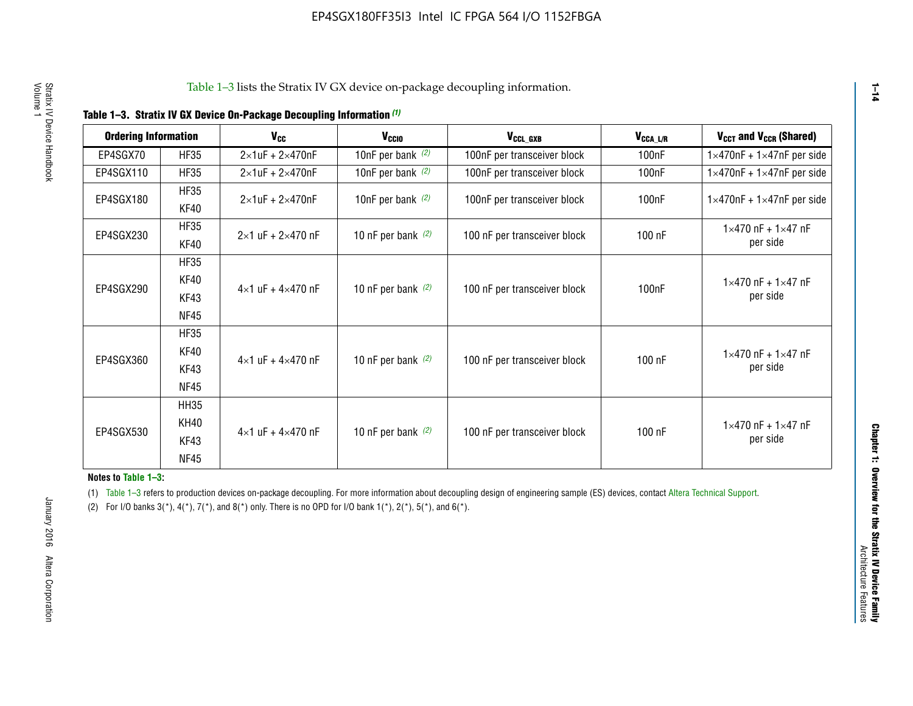Table 1–3 lists the Stratix IV GX device on-package decoupling information.

**Table 1–3. Stratix IV GX Device On-Package Decoupling Information (1)**

| Ordering Information | | $V_{CC}$ | $V_{CCIO}$ | $V_{CCL\_GXB}$ | $V_{CCA\_L/R}$ | $V_{CCT}$ and $V_{CCR}$ (Shared) |
|---|---|---|---|---|---|---|
| EP4SGX70 | HF35 | 2×1uF + 2×470nF | 10nF per bank (2) | 100nF per transceiver block | 100nF | 1×470nF + 1×47nF per side |
| EP4SGX110 | HF35 | 2×1uF + 2×470nF | 10nF per bank (2) | 100nF per transceiver block | 100nF | 1×470nF + 1×47nF per side |
| EP4SGX180 | HF35<br>KF40 | 2×1uF + 2×470nF | 10nF per bank (2) | 100nF per transceiver block | 100nF | 1×470nF + 1×47nF per side |
| EP4SGX230 | HF35<br>KF40 | 2×1 uF + 2×470 nF | 10 nF per bank (2) | 100 nF per transceiver block | 100 nF | 1×470 nF + 1×47 nF per side |
| EP4SGX290 | HF35<br>KF40<br>KF43<br>NF45 | 4×1 uF + 4×470 nF | 10 nF per bank (2) | 100 nF per transceiver block | 100nF | 1×470 nF + 1×47 nF per side |
| EP4SGX360 | HF35<br>KF40<br>KF43<br>NF45 | 4×1 uF + 4×470 nF | 10 nF per bank (2) | 100 nF per transceiver block | 100 nF | 1×470 nF + 1×47 nF per side |
| EP4SGX530 | HH35<br>KH40<br>KF43<br>NF45 | 4×1 uF + 4×470 nF | 10 nF per bank (2) | 100 nF per transceiver block | 100 nF | 1×470 nF + 1×47 nF per side |

**Notes to Table 1–3:**

(1) Table 1–3 refers to production devices on-package decoupling. For more information about decoupling design of engineering sample (ES) devices, contact Altera Technical Support.

(2) For I/O banks 3(*), 4(*), 7(*), and 8(*) only. There is no OPD for I/O bank 1(*), 2(*), 5(*), and 6(*).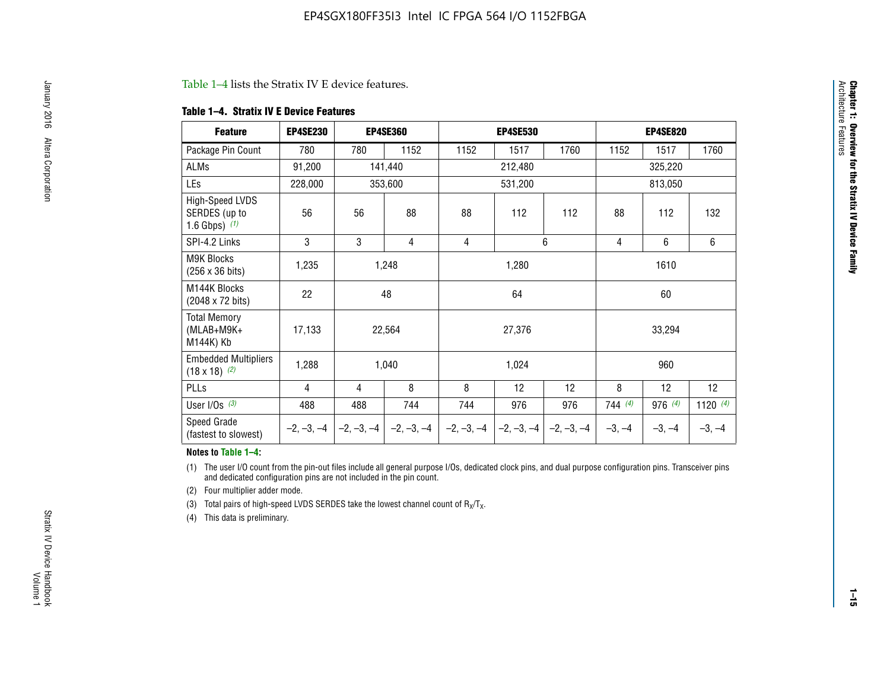Table 1–4 lists the Stratix IV E device features.

**Table 1–4. Stratix IV E Device Features**

| Feature | EP4SE230 | EP4SE360 | | EP4SE530 | | | EP4SE820 | | |
|---|---|---|---|---|---|---|---|---|---|
| Package Pin Count | 780 | 780 | 1152 | 1152 | 1517 | 1760 | 1152 | 1517 | 1760 |
| ALMs | 91,200 | 141,440 | | 212,480 | | | 325,220 | | |
| LEs | 228,000 | 353,600 | | 531,200 | | | 813,050 | | |
| High-Speed LVDS SERDES (up to 1.6 Gbps) *(1)* | 56 | 56 | 88 | 88 | 112 | 112 | 88 | 112 | 132 |
| SPI-4.2 Links | 3 | 3 | 4 | 4 | 6 | | 4 | 6 | 6 |
| M9K Blocks (256 x 36 bits) | 1,235 | 1,248 | | 1,280 | | | 1610 | | |
| M144K Blocks (2048 x 72 bits) | 22 | 48 | | 64 | | | 60 | | |
| Total Memory (MLAB+M9K+ M144K) Kb | 17,133 | 22,564 | | 27,376 | | | 33,294 | | |
| Embedded Multipliers (18 x 18) *(2)* | 1,288 | 1,040 | | 1,024 | | | 960 | | |
| PLLs | 4 | 4 | 8 | 8 | 12 | 12 | 8 | 12 | 12 |
| User I/Os *(3)* | 488 | 488 | 744 | 744 | 976 | 976 | 744 *(4)* | 976 *(4)* | 1120 *(4)* |
| Speed Grade (fastest to slowest) | –2, –3, –4 | –2, –3, –4 | –2, –3, –4 | –2, –3, –4 | –2, –3, –4 | –2, –3, –4 | –3, –4 | –3, –4 | –3, –4 |

**Notes to Table 1–4:**

(1) The user I/O count from the pin-out files include all general purpose I/Os, dedicated clock pins, and dual purpose configuration pins. Transceiver pins and dedicated configuration pins are not included in the pin count.

(2) Four multiplier adder mode.

(3) Total pairs of high-speed LVDS SERDES take the lowest channel count of $R_X/T_X$.

(4) This data is preliminary.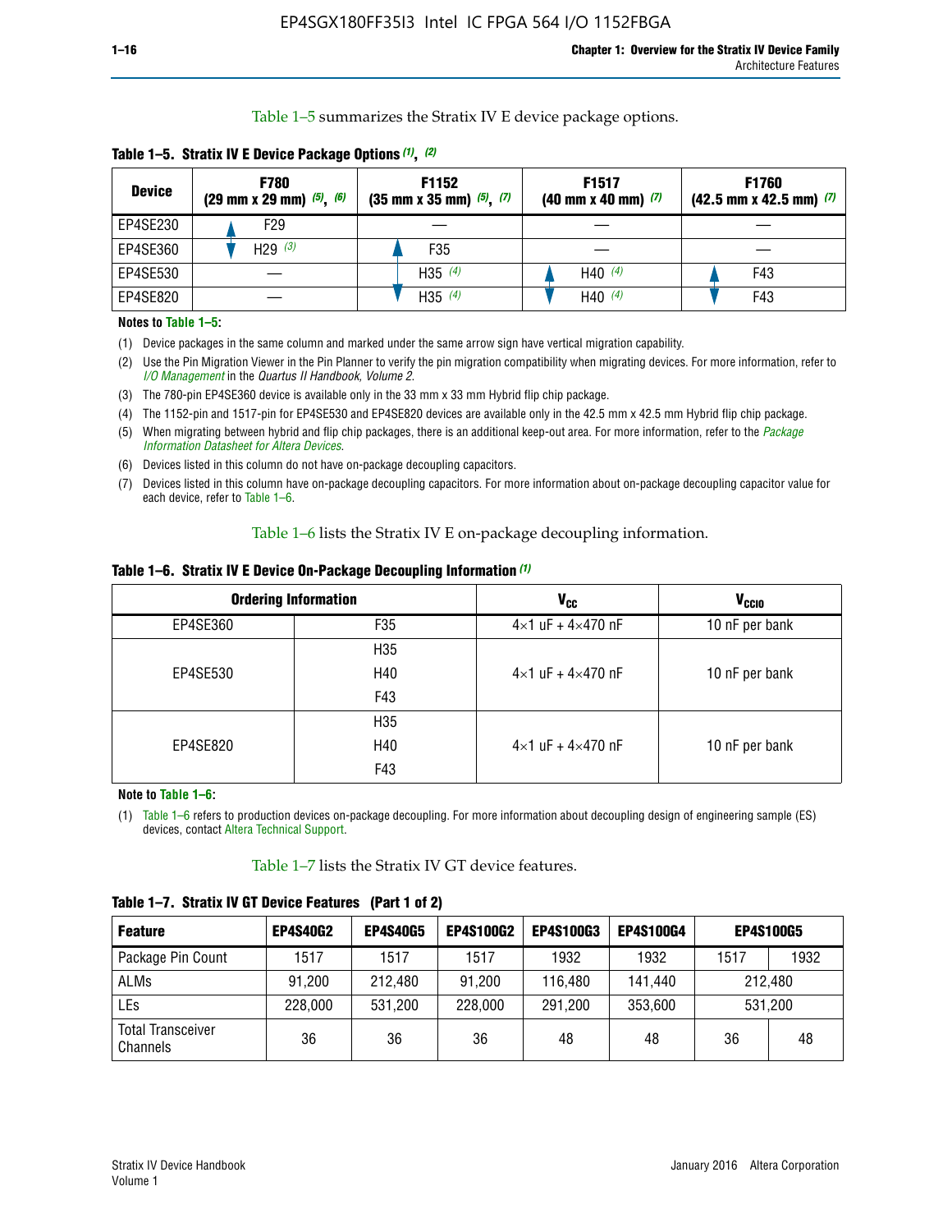Table 1–5 summarizes the Stratix IV E device package options.

**Table 1–5. Stratix IV E Device Package Options (1), (2)**

| Device | F780 (29 mm x 29 mm) (5), (6) | F1152 (35 mm x 35 mm) (5), (7) | F1517 (40 mm x 40 mm) (7) | F1760 (42.5 mm x 42.5 mm) (7) |
|---|---|---|---|---|
| EP4SE230 | F29 | — | — | — |
| EP4SE360 | H29 (3) | F35 | — | — |
| EP4SE530 | — | H35 (4) | H40 (4) | F43 |
| EP4SE820 | — | H35 (4) | H40 (4) | F43 |

**Notes to Table 1–5:**

(1) Device packages in the same column and marked under the same arrow sign have vertical migration capability.

(2) Use the Pin Migration Viewer in the Pin Planner to verify the pin migration compatibility when migrating devices. For more information, refer to *I/O Management* in the *Quartus II Handbook, Volume 2*.

(3) The 780-pin EP4SE360 device is available only in the 33 mm x 33 mm Hybrid flip chip package.

(4) The 1152-pin and 1517-pin for EP4SE530 and EP4SE820 devices are available only in the 42.5 mm x 42.5 mm Hybrid flip chip package.

(5) When migrating between hybrid and flip chip packages, there is an additional keep-out area. For more information, refer to the *Package Information Datasheet for Altera Devices*.

(6) Devices listed in this column do not have on-package decoupling capacitors.

(7) Devices listed in this column have on-package decoupling capacitors. For more information about on-package decoupling capacitor value for each device, refer to Table 1–6.

Table 1–6 lists the Stratix IV E on-package decoupling information.

**Table 1–6. Stratix IV E Device On-Package Decoupling Information (1)**

| Ordering Information | | $V_{CC}$ | $V_{CCIO}$ |
|---|---|---|---|
| EP4SE360 | F35 | 4×1 uF + 4×470 nF | 10 nF per bank |
| EP4SE530 | H35<br>H40<br>F43 | 4×1 uF + 4×470 nF | 10 nF per bank |
| EP4SE820 | H35<br>H40<br>F43 | 4×1 uF + 4×470 nF | 10 nF per bank |

**Note to Table 1–6:**

(1) Table 1–6 refers to production devices on-package decoupling. For more information about decoupling design of engineering sample (ES) devices, contact Altera Technical Support.

Table 1–7 lists the Stratix IV GT device features.

**Table 1–7. Stratix IV GT Device Features (Part 1 of 2)**

| Feature | EP4S40G2 | EP4S40G5 | EP4S100G2 | EP4S100G3 | EP4S100G4 | EP4S100G5 | |
|---|---|---|---|---|---|---|---|
| Package Pin Count | 1517 | 1517 | 1517 | 1932 | 1932 | 1517 | 1932 |
| ALMs | 91,200 | 212,480 | 91,200 | 116,480 | 141,440 | 212,480 | |
| LEs | 228,000 | 531,200 | 228,000 | 291,200 | 353,600 | 531,200 | |
| Total Transceiver Channels | 36 | 36 | 36 | 48 | 48 | 36 | 48 |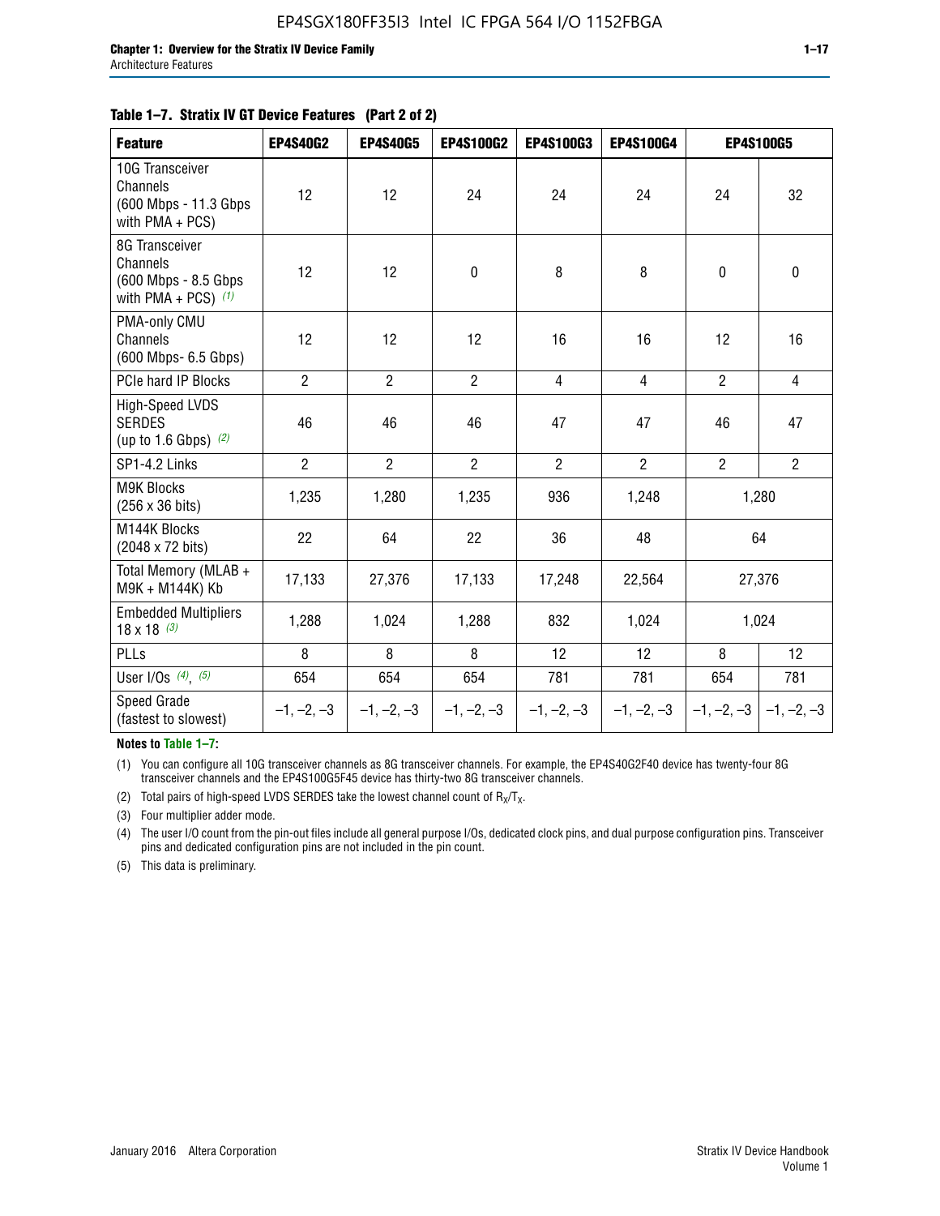**Table 1–7. Stratix IV GT Device Features (Part 2 of 2)**

| Feature | EP4S40G2 | EP4S40G5 | EP4S100G2 | EP4S100G3 | EP4S100G4 | EP4S100G5 | |
|---|---|---|---|---|---|---|---|
| 10G Transceiver Channels (600 Mbps - 11.3 Gbps with PMA + PCS) | 12 | 12 | 24 | 24 | 24 | 24 | 32 |
| 8G Transceiver Channels (600 Mbps - 8.5 Gbps with PMA + PCS) (1) | 12 | 12 | 0 | 8 | 8 | 0 | 0 |
| PMA-only CMU Channels (600 Mbps- 6.5 Gbps) | 12 | 12 | 12 | 16 | 16 | 12 | 16 |
| PCIe hard IP Blocks | 2 | 2 | 2 | 4 | 4 | 2 | 4 |
| High-Speed LVDS SERDES (up to 1.6 Gbps) (2) | 46 | 46 | 46 | 47 | 47 | 46 | 47 |
| SP1-4.2 Links | 2 | 2 | 2 | 2 | 2 | 2 | 2 |
| M9K Blocks (256 x 36 bits) | 1,235 | 1,280 | 1,235 | 936 | 1,248 | 1,280 | |
| M144K Blocks (2048 x 72 bits) | 22 | 64 | 22 | 36 | 48 | 64 | |
| Total Memory (MLAB + M9K + M144K) Kb | 17,133 | 27,376 | 17,133 | 17,248 | 22,564 | 27,376 | |
| Embedded Multipliers 18 x 18 (3) | 1,288 | 1,024 | 1,288 | 832 | 1,024 | 1,024 | |
| PLLs | 8 | 8 | 8 | 12 | 12 | 8 | 12 |
| User I/Os (4), (5) | 654 | 654 | 654 | 781 | 781 | 654 | 781 |
| Speed Grade (fastest to slowest) | –1, –2, –3 | –1, –2, –3 | –1, –2, –3 | –1, –2, –3 | –1, –2, –3 | –1, –2, –3 | –1, –2, –3 |

**Notes to Table 1–7:**

(1) You can configure all 10G transceiver channels as 8G transceiver channels. For example, the EP4S40G2F40 device has twenty-four 8G transceiver channels and the EP4S100G5F45 device has thirty-two 8G transceiver channels.

(2) Total pairs of high-speed LVDS SERDES take the lowest channel count of $R_X/T_X$.

(3) Four multiplier adder mode.

(4) The user I/O count from the pin-out files include all general purpose I/Os, dedicated clock pins, and dual purpose configuration pins. Transceiver pins and dedicated configuration pins are not included in the pin count.

(5) This data is preliminary.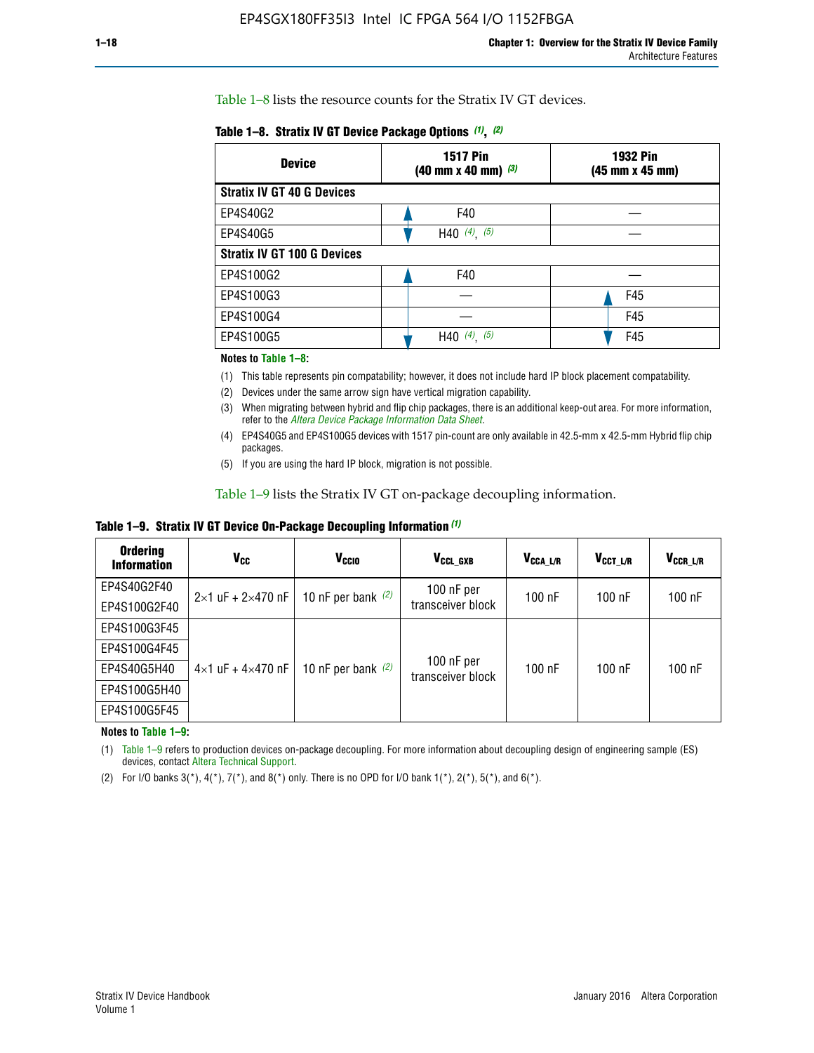Table 1–8 lists the resource counts for the Stratix IV GT devices.

**Table 1–8. Stratix IV GT Device Package Options (1), (2)**

| Device | 1517 Pin (40 mm x 40 mm) (3) | 1932 Pin (45 mm x 45 mm) |
|---|---|---|
| **Stratix IV GT 40 G Devices** | | |
| EP4S40G2 | F40 | — |
| EP4S40G5 | H40 (4), (5) | — |
| **Stratix IV GT 100 G Devices** | | |
| EP4S100G2 | F40 | — |
| EP4S100G3 | — | F45 |
| EP4S100G4 | — | F45 |
| EP4S100G5 | H40 (4), (5) | F45 |

**Notes to Table 1–8:**

(1) This table represents pin compatability; however, it does not include hard IP block placement compatability.

(2) Devices under the same arrow sign have vertical migration capability.

(3) When migrating between hybrid and flip chip packages, there is an additional keep-out area. For more information, refer to the *Altera Device Package Information Data Sheet*.

(4) EP4S40G5 and EP4S100G5 devices with 1517 pin-count are only available in 42.5-mm x 42.5-mm Hybrid flip chip packages.

(5) If you are using the hard IP block, migration is not possible.

Table 1–9 lists the Stratix IV GT on-package decoupling information.

**Table 1–9. Stratix IV GT Device On-Package Decoupling Information (1)**

| Ordering Information | $V_{CC}$ | $V_{CCIO}$ | $V_{CCL\_GXB}$ | $V_{CCA\_L/R}$ | $V_{CCT\_L/R}$ | $V_{CCR\_L/R}$ |
|---|---|---|---|---|---|---|
| EP4S40G2F40 | 2×1 uF + 2×470 nF | 10 nF per bank (2) | 100 nF per transceiver block | 100 nF | 100 nF | 100 nF |
| EP4S100G2F40 | | | | | | |
| EP4S100G3F45 | 4×1 uF + 4×470 nF | 10 nF per bank (2) | 100 nF per transceiver block | 100 nF | 100 nF | 100 nF |
| EP4S100G4F45 | | | | | | |
| EP4S40G5H40 | | | | | | |
| EP4S100G5H40 | | | | | | |
| EP4S100G5F45 | | | | | | |

**Notes to Table 1–9:**

(1) Table 1–9 refers to production devices on-package decoupling. For more information about decoupling design of engineering sample (ES) devices, contact Altera Technical Support.

(2) For I/O banks 3(*), 4(*), 7(*), and 8(*) only. There is no OPD for I/O bank 1(*), 2(*), 5(*), and 6(*).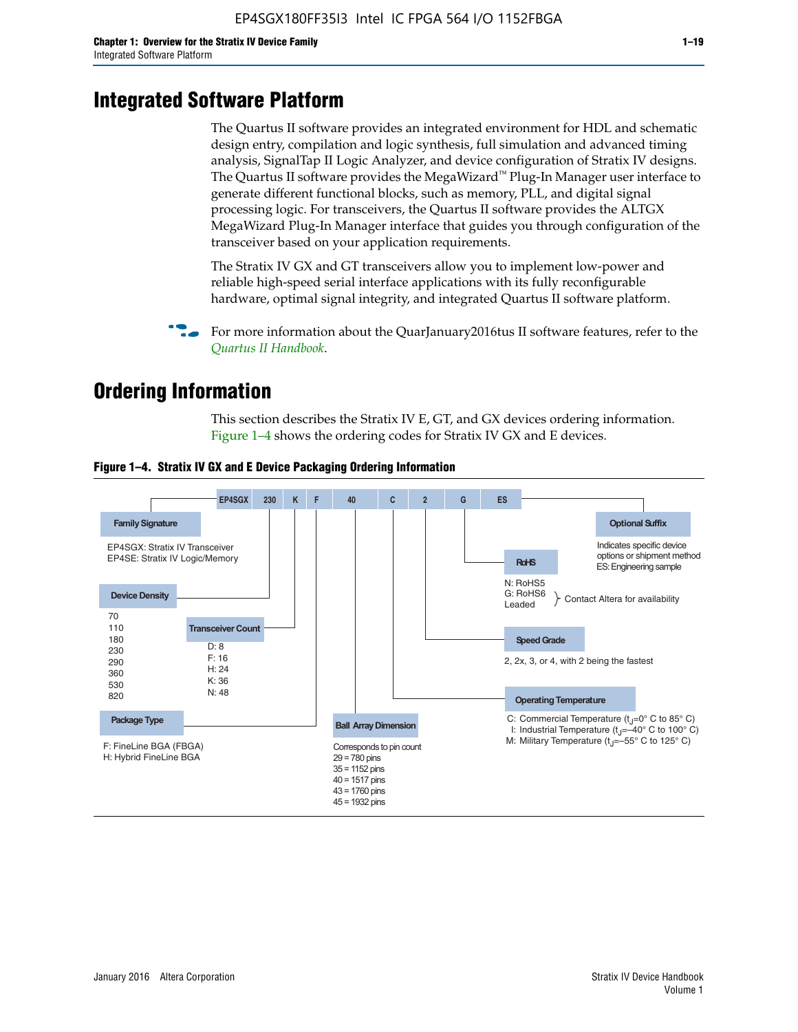# Integrated Software Platform

The Quartus II software provides an integrated environment for HDL and schematic design entry, compilation and logic synthesis, full simulation and advanced timing analysis, SignalTap II Logic Analyzer, and device configuration of Stratix IV designs. The Quartus II software provides the MegaWizard™ Plug-In Manager user interface to generate different functional blocks, such as memory, PLL, and digital signal processing logic. For transceivers, the Quartus II software provides the ALTGX MegaWizard Plug-In Manager interface that guides you through configuration of the transceiver based on your application requirements.

The Stratix IV GX and GT transceivers allow you to implement low-power and reliable high-speed serial interface applications with its fully reconfigurable hardware, optimal signal integrity, and integrated Quartus II software platform.

For more information about the QuarJanuary2016tus II software features, refer to the *Quartus II Handbook*.

# Ordering Information

This section describes the Stratix IV E, GT, and GX devices ordering information. Figure 1–4 shows the ordering codes for Stratix IV GX and E devices.

**Figure 1–4. Stratix IV GX and E Device Packaging Ordering Information**

EP4SGX | 230 | K | F | 40 | C | 2 | G | ES

**Family Signature**
- EP4SGX: Stratix IV Transceiver
- EP4SE: Stratix IV Logic/Memory

**Device Density**
70, 110, 180, 230, 290, 360, 530, 820

**Transceiver Count**
- D: 8
- F: 16
- H: 24
- K: 36
- N: 48

**Package Type**
- F: FineLine BGA (FBGA)
- H: Hybrid FineLine BGA

**Ball Array Dimension**
Corresponds to pin count
- 29 = 780 pins
- 35 = 1152 pins
- 40 = 1517 pins
- 43 = 1760 pins
- 45 = 1932 pins

**Operating Temperature**
- C: Commercial Temperature ($t_J$=0° C to 85° C)
- I: Industrial Temperature ($t_J$=–40° C to 100° C)
- M: Military Temperature ($t_J$=–55° C to 125° C)

**Speed Grade**
2, 2x, 3, or 4, with 2 being the fastest

**RoHS**
- N: RoHS5
- G: RoHS6
- Leaded

(RoHS5, RoHS6, Leaded: Contact Altera for availability)

**Optional Suffix**
Indicates specific device options or shipment method
ES: Engineering sample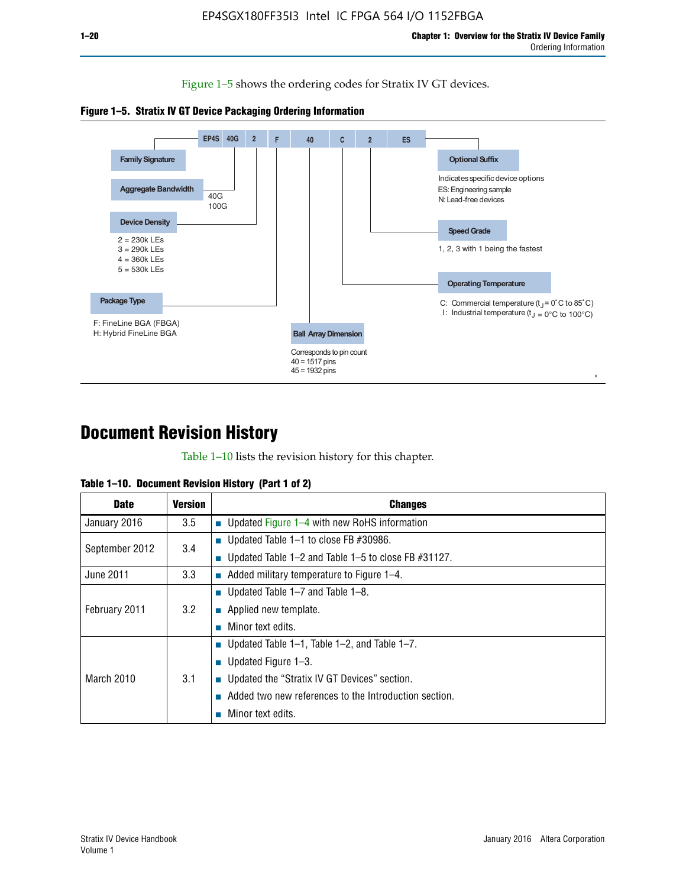Figure 1–5 shows the ordering codes for Stratix IV GT devices.

**Figure 1–5. Stratix IV GT Device Packaging Ordering Information**

EP4S 40G 2 F 40 C 2 ES

- **Family Signature**
- **Aggregate Bandwidth**: 40G, 100G
- **Device Density**: 2 = 230k LEs, 3 = 290k LEs, 4 = 360k LEs, 5 = 530k LEs
- **Package Type**: F: FineLine BGA (FBGA), H: Hybrid FineLine BGA
- **Ball Array Dimension**: Corresponds to pin count, 40 = 1517 pins, 45 = 1932 pins
- **Operating Temperature**: C: Commercial temperature ($t_J$ = 0°C to 85°C), I: Industrial temperature ($t_J$ = 0°C to 100°C)
- **Speed Grade**: 1, 2, 3 with 1 being the fastest
- **Optional Suffix**: Indicates specific device options, ES: Engineering sample, N: Lead-free devices

# Document Revision History

Table 1–10 lists the revision history for this chapter.

**Table 1–10. Document Revision History (Part 1 of 2)**

| Date | Version | Changes |
|---|---|---|
| January 2016 | 3.5 | ■ Updated Figure 1–4 with new RoHS information |
| September 2012 | 3.4 | ■ Updated Table 1–1 to close FB #30986.<br>■ Updated Table 1–2 and Table 1–5 to close FB #31127. |
| June 2011 | 3.3 | ■ Added military temperature to Figure 1–4. |
| February 2011 | 3.2 | ■ Updated Table 1–7 and Table 1–8.<br>■ Applied new template.<br>■ Minor text edits. |
| March 2010 | 3.1 | ■ Updated Table 1–1, Table 1–2, and Table 1–7.<br>■ Updated Figure 1–3.<br>■ Updated the “Stratix IV GT Devices” section.<br>■ Added two new references to the Introduction section.<br>■ Minor text edits. |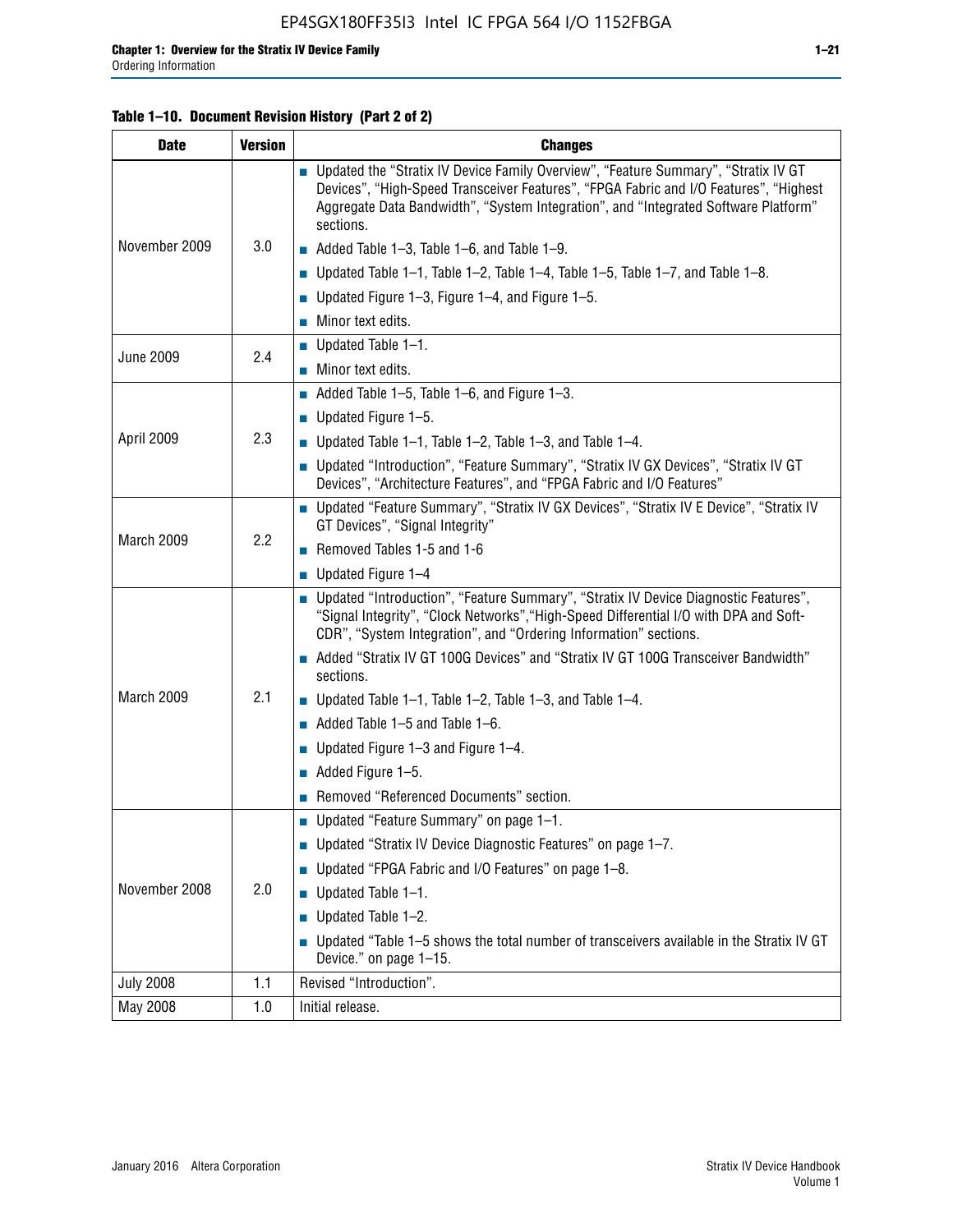**Table 1–10. Document Revision History (Part 2 of 2)**

| Date | Version | Changes |
|---|---|---|
| November 2009 | 3.0 | ■ Updated the "Stratix IV Device Family Overview", "Feature Summary", "Stratix IV GT Devices", "High-Speed Transceiver Features", "FPGA Fabric and I/O Features", "Highest Aggregate Data Bandwidth", "System Integration", and "Integrated Software Platform" sections.<br>■ Added Table 1–3, Table 1–6, and Table 1–9.<br>■ Updated Table 1–1, Table 1–2, Table 1–4, Table 1–5, Table 1–7, and Table 1–8.<br>■ Updated Figure 1–3, Figure 1–4, and Figure 1–5.<br>■ Minor text edits. |
| June 2009 | 2.4 | ■ Updated Table 1–1.<br>■ Minor text edits. |
| April 2009 | 2.3 | ■ Added Table 1–5, Table 1–6, and Figure 1–3.<br>■ Updated Figure 1–5.<br>■ Updated Table 1–1, Table 1–2, Table 1–3, and Table 1–4.<br>■ Updated "Introduction", "Feature Summary", "Stratix IV GX Devices", "Stratix IV GT Devices", "Architecture Features", and "FPGA Fabric and I/O Features" |
| March 2009 | 2.2 | ■ Updated "Feature Summary", "Stratix IV GX Devices", "Stratix IV E Device", "Stratix IV GT Devices", "Signal Integrity"<br>■ Removed Tables 1-5 and 1-6<br>■ Updated Figure 1–4 |
| March 2009 | 2.1 | ■ Updated "Introduction", "Feature Summary", "Stratix IV Device Diagnostic Features", "Signal Integrity", "Clock Networks","High-Speed Differential I/O with DPA and Soft-CDR", "System Integration", and "Ordering Information" sections.<br>■ Added "Stratix IV GT 100G Devices" and "Stratix IV GT 100G Transceiver Bandwidth" sections.<br>■ Updated Table 1–1, Table 1–2, Table 1–3, and Table 1–4.<br>■ Added Table 1–5 and Table 1–6.<br>■ Updated Figure 1–3 and Figure 1–4.<br>■ Added Figure 1–5.<br>■ Removed "Referenced Documents" section. |
| November 2008 | 2.0 | ■ Updated "Feature Summary" on page 1–1.<br>■ Updated "Stratix IV Device Diagnostic Features" on page 1–7.<br>■ Updated "FPGA Fabric and I/O Features" on page 1–8.<br>■ Updated Table 1–1.<br>■ Updated Table 1–2.<br>■ Updated "Table 1–5 shows the total number of transceivers available in the Stratix IV GT Device." on page 1–15. |
| July 2008 | 1.1 | Revised "Introduction". |
| May 2008 | 1.0 | Initial release. |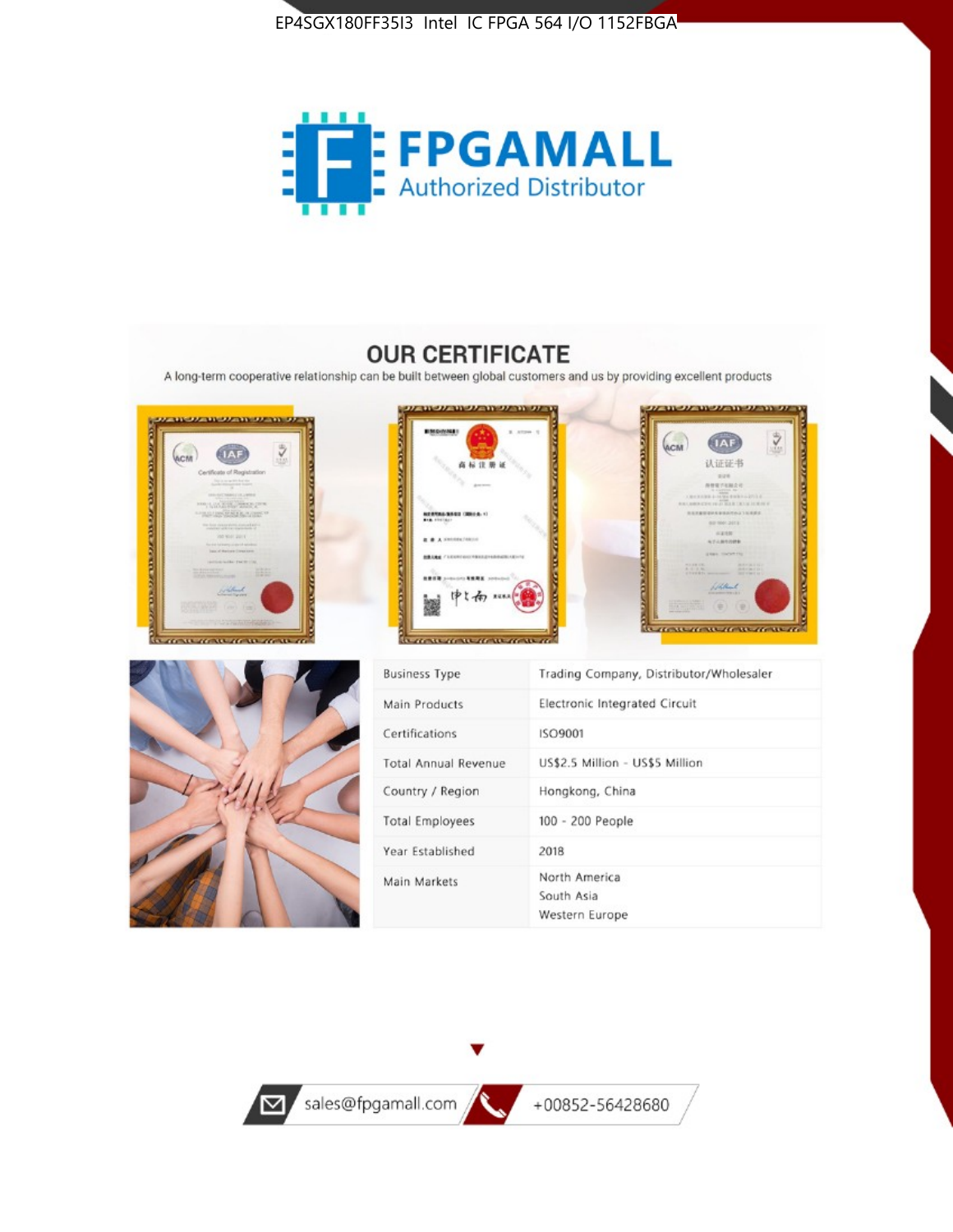FPGAMALL
Authorized Distributor

## OUR CERTIFICATE

A long-term cooperative relationship can be built between global customers and us by providing excellent products

| | |
|---|---|
| Business Type | Trading Company, Distributor/Wholesaler |
| Main Products | Electronic Integrated Circuit |
| Certifications | ISO9001 |
| Total Annual Revenue | US$2.5 Million - US$5 Million |
| Country / Region | Hongkong, China |
| Total Employees | 100 - 200 People |
| Year Established | 2018 |
| Main Markets | North America<br>South Asia<br>Western Europe |

sales@fpgamall.com

+00852-56428680